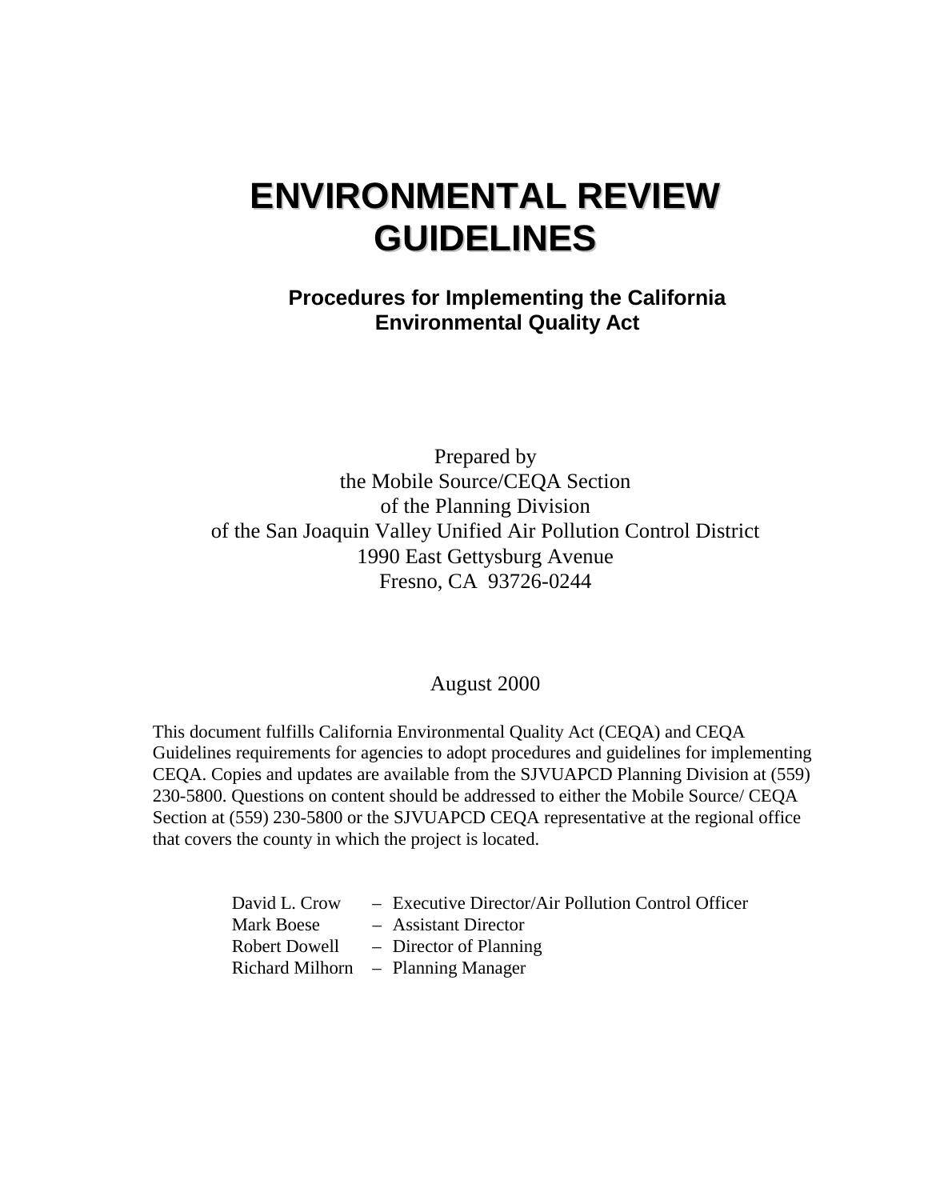# ENVIRONMENTAL REVIEW GUIDELINES

**Procedures for Implementing the California Environmental Quality Act**

Prepared by
the Mobile Source/CEQA Section
of the Planning Division
of the San Joaquin Valley Unified Air Pollution Control District
1990 East Gettysburg Avenue
Fresno, CA 93726-0244

August 2000

This document fulfills California Environmental Quality Act (CEQA) and CEQA Guidelines requirements for agencies to adopt procedures and guidelines for implementing CEQA. Copies and updates are available from the SJVUAPCD Planning Division at (559) 230-5800. Questions on content should be addressed to either the Mobile Source/ CEQA Section at (559) 230-5800 or the SJVUAPCD CEQA representative at the regional office that covers the county in which the project is located.

David L. Crow – Executive Director/Air Pollution Control Officer
Mark Boese – Assistant Director
Robert Dowell – Director of Planning
Richard Milhorn – Planning Manager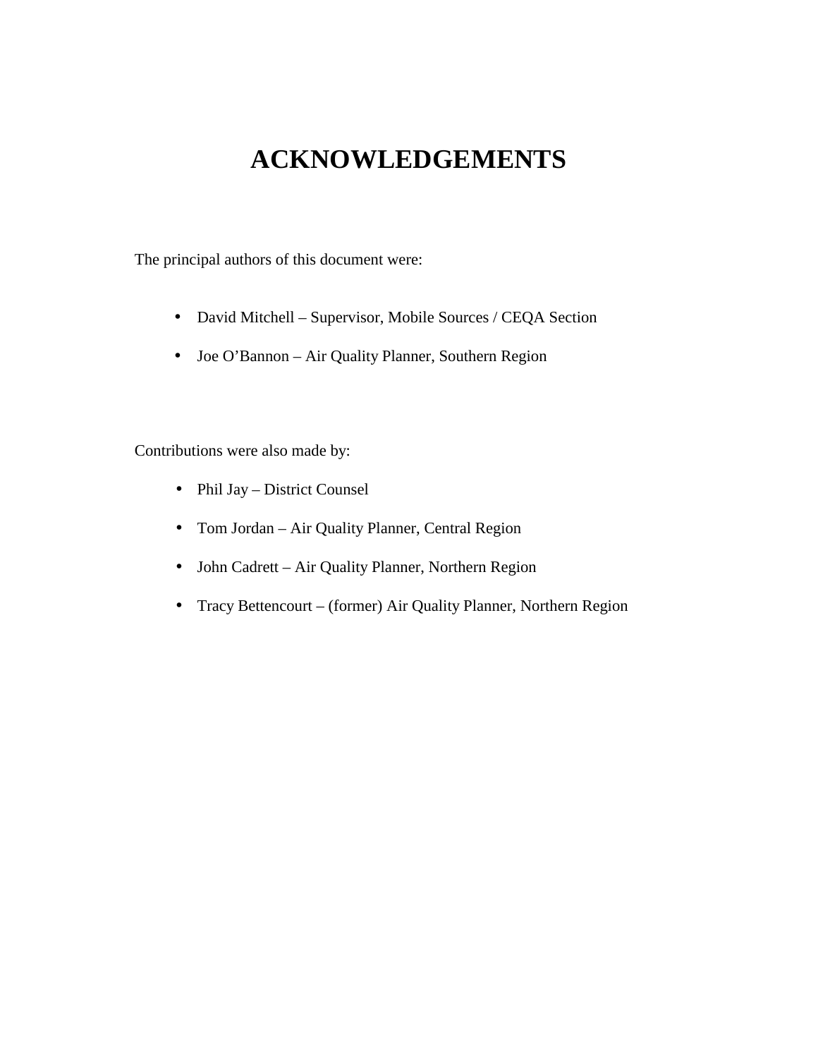# ACKNOWLEDGEMENTS

The principal authors of this document were:

- David Mitchell – Supervisor, Mobile Sources / CEQA Section
- Joe O'Bannon – Air Quality Planner, Southern Region

Contributions were also made by:

- Phil Jay – District Counsel
- Tom Jordan – Air Quality Planner, Central Region
- John Cadrett – Air Quality Planner, Northern Region
- Tracy Bettencourt – (former) Air Quality Planner, Northern Region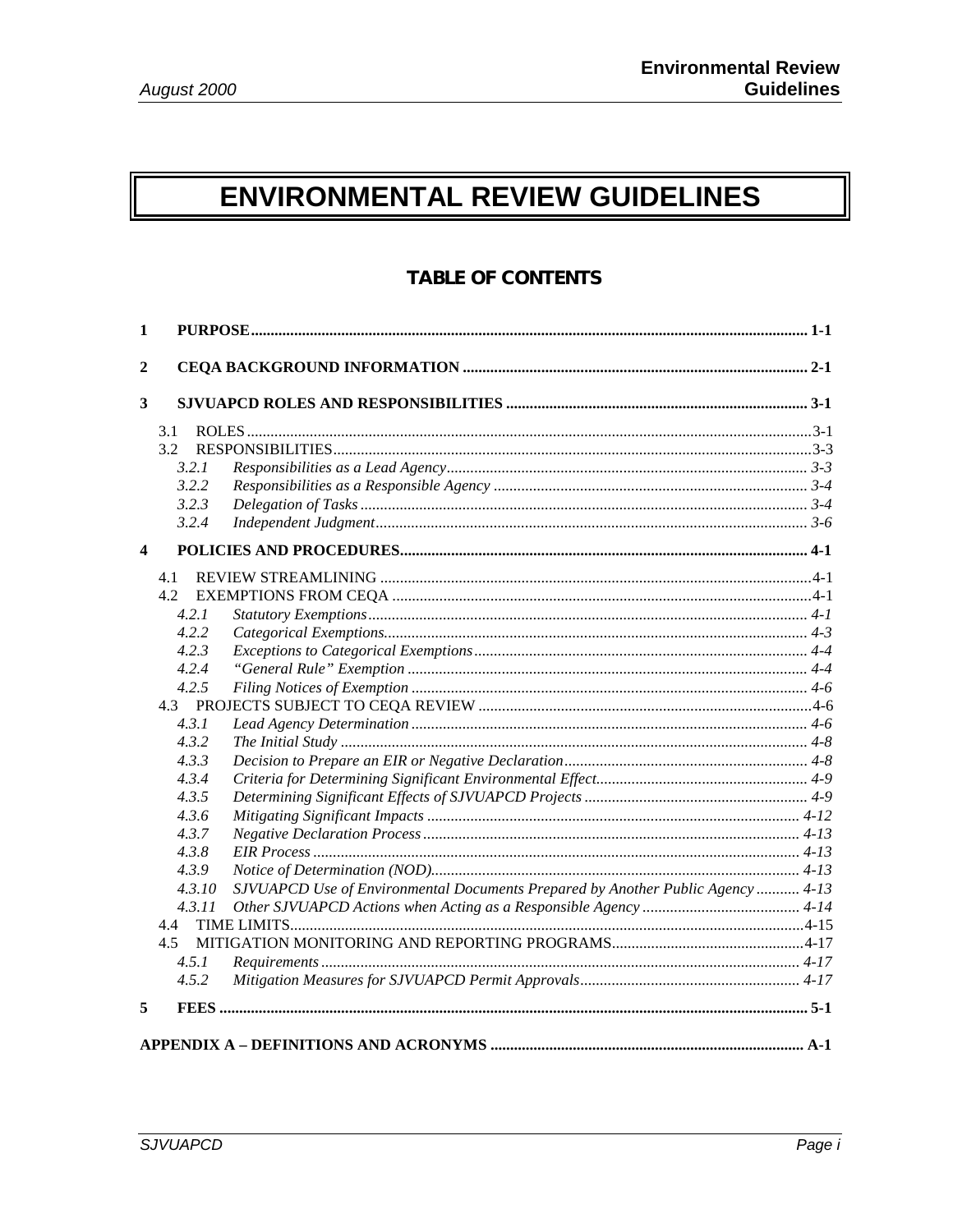# ENVIRONMENTAL REVIEW GUIDELINES

## TABLE OF CONTENTS

**1 PURPOSE** ........ 1-1

**2 CEQA BACKGROUND INFORMATION** ........ 2-1

**3 SJVUAPCD ROLES AND RESPONSIBILITIES** ........ 3-1

- 3.1 ROLES ........ 3-1
- 3.2 RESPONSIBILITIES ........ 3-3
  - *3.2.1 Responsibilities as a Lead Agency* ........ *3-3*
  - *3.2.2 Responsibilities as a Responsible Agency* ........ *3-4*
  - *3.2.3 Delegation of Tasks* ........ *3-4*
  - *3.2.4 Independent Judgment* ........ *3-6*

**4 POLICIES AND PROCEDURES** ........ 4-1

- 4.1 REVIEW STREAMLINING ........ 4-1
- 4.2 EXEMPTIONS FROM CEQA ........ 4-1
  - *4.2.1 Statutory Exemptions* ........ *4-1*
  - *4.2.2 Categorical Exemptions* ........ *4-3*
  - *4.2.3 Exceptions to Categorical Exemptions* ........ *4-4*
  - *4.2.4 "General Rule" Exemption* ........ *4-4*
  - *4.2.5 Filing Notices of Exemption* ........ *4-6*
- 4.3 PROJECTS SUBJECT TO CEQA REVIEW ........ 4-6
  - *4.3.1 Lead Agency Determination* ........ *4-6*
  - *4.3.2 The Initial Study* ........ *4-8*
  - *4.3.3 Decision to Prepare an EIR or Negative Declaration* ........ *4-8*
  - *4.3.4 Criteria for Determining Significant Environmental Effect* ........ *4-9*
  - *4.3.5 Determining Significant Effects of SJVUAPCD Projects* ........ *4-9*
  - *4.3.6 Mitigating Significant Impacts* ........ *4-12*
  - *4.3.7 Negative Declaration Process* ........ *4-13*
  - *4.3.8 EIR Process* ........ *4-13*
  - *4.3.9 Notice of Determination (NOD)* ........ *4-13*
  - *4.3.10 SJVUAPCD Use of Environmental Documents Prepared by Another Public Agency* ........ *4-13*
  - *4.3.11 Other SJVUAPCD Actions when Acting as a Responsible Agency* ........ *4-14*
- 4.4 TIME LIMITS ........ 4-15
- 4.5 MITIGATION MONITORING AND REPORTING PROGRAMS ........ 4-17
  - *4.5.1 Requirements* ........ *4-17*
  - *4.5.2 Mitigation Measures for SJVUAPCD Permit Approvals* ........ *4-17*

**5 FEES** ........ 5-1

**APPENDIX A – DEFINITIONS AND ACRONYMS** ........ A-1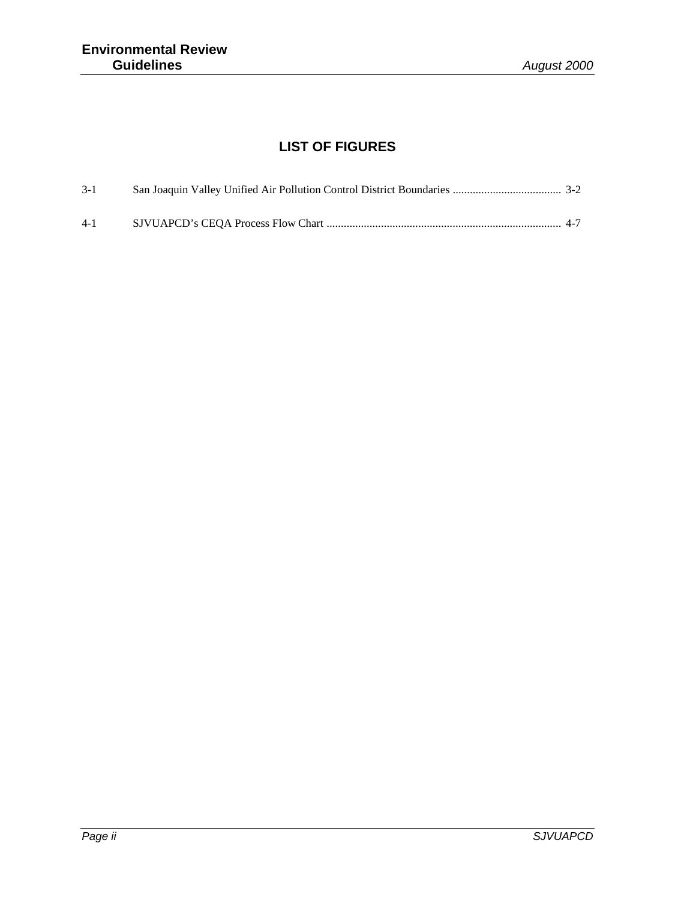# LIST OF FIGURES

3-1 San Joaquin Valley Unified Air Pollution Control District Boundaries ...................................... 3-2

4-1 SJVUAPCD's CEQA Process Flow Chart .................................................................................. 4-7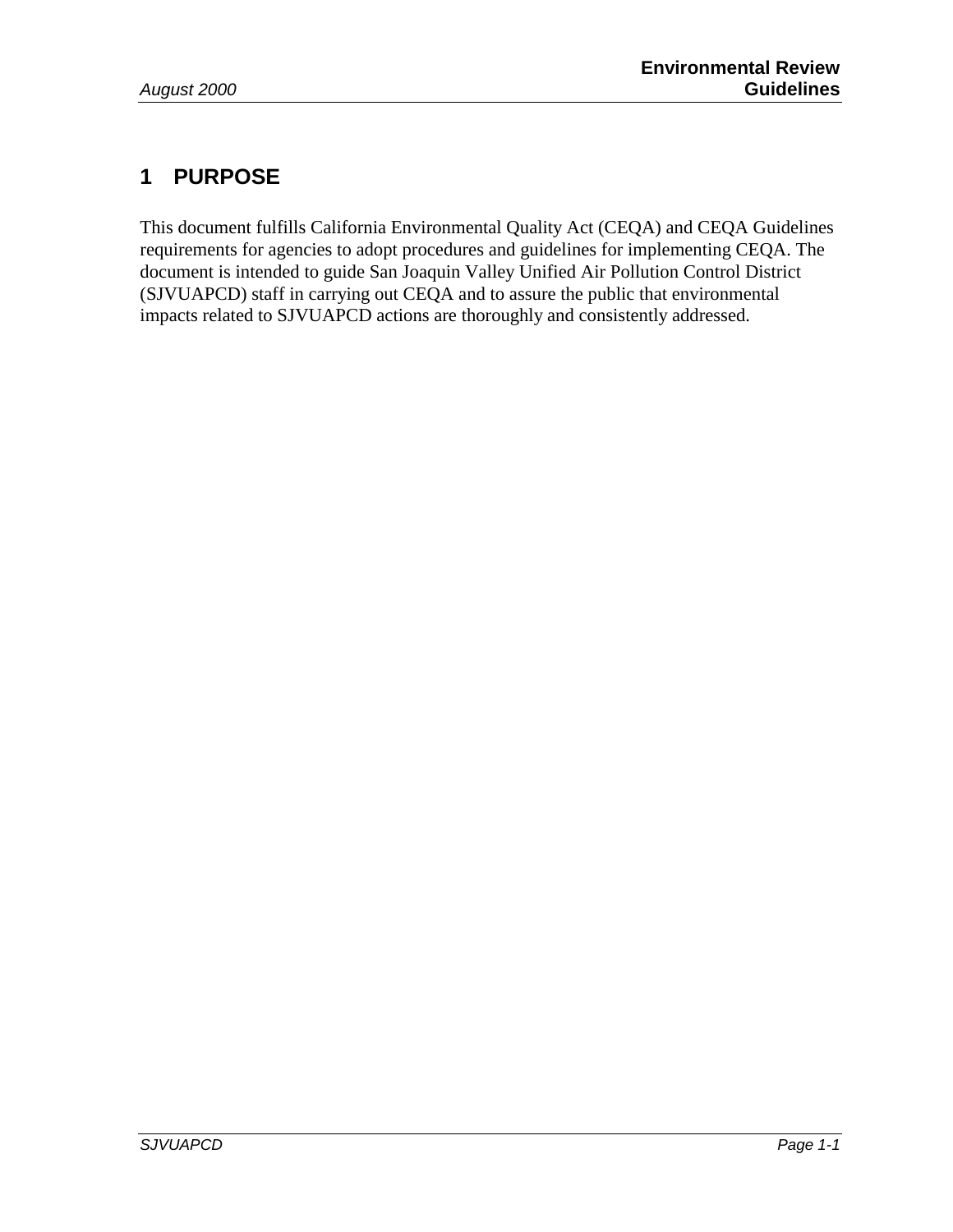# 1 PURPOSE

This document fulfills California Environmental Quality Act (CEQA) and CEQA Guidelines requirements for agencies to adopt procedures and guidelines for implementing CEQA. The document is intended to guide San Joaquin Valley Unified Air Pollution Control District (SJVUAPCD) staff in carrying out CEQA and to assure the public that environmental impacts related to SJVUAPCD actions are thoroughly and consistently addressed.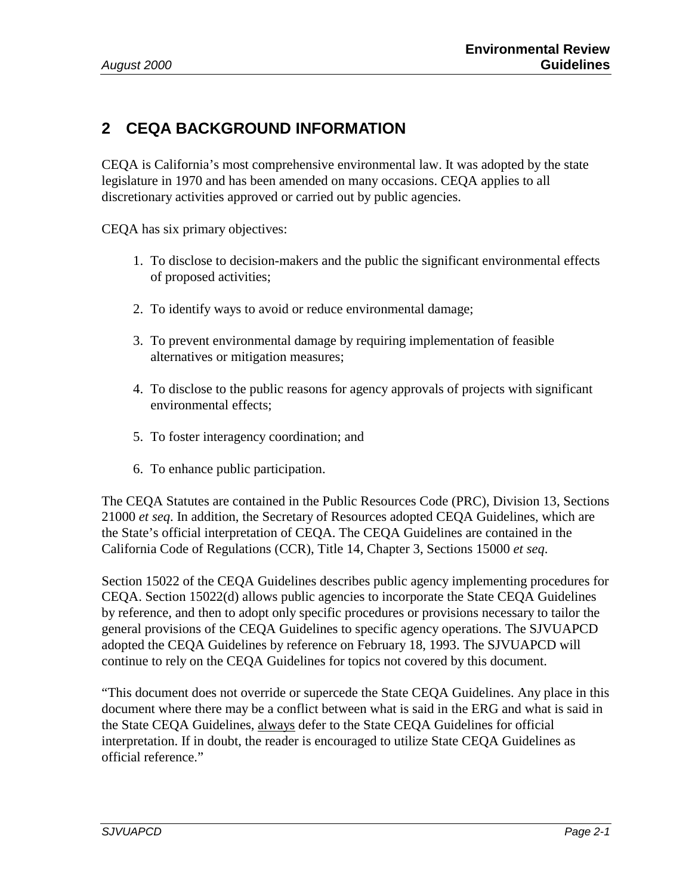## 2 CEQA BACKGROUND INFORMATION

CEQA is California's most comprehensive environmental law. It was adopted by the state legislature in 1970 and has been amended on many occasions. CEQA applies to all discretionary activities approved or carried out by public agencies.

CEQA has six primary objectives:

1. To disclose to decision-makers and the public the significant environmental effects of proposed activities;

2. To identify ways to avoid or reduce environmental damage;

3. To prevent environmental damage by requiring implementation of feasible alternatives or mitigation measures;

4. To disclose to the public reasons for agency approvals of projects with significant environmental effects;

5. To foster interagency coordination; and

6. To enhance public participation.

The CEQA Statutes are contained in the Public Resources Code (PRC), Division 13, Sections 21000 *et seq*. In addition, the Secretary of Resources adopted CEQA Guidelines, which are the State's official interpretation of CEQA. The CEQA Guidelines are contained in the California Code of Regulations (CCR), Title 14, Chapter 3, Sections 15000 *et seq*.

Section 15022 of the CEQA Guidelines describes public agency implementing procedures for CEQA. Section 15022(d) allows public agencies to incorporate the State CEQA Guidelines by reference, and then to adopt only specific procedures or provisions necessary to tailor the general provisions of the CEQA Guidelines to specific agency operations. The SJVUAPCD adopted the CEQA Guidelines by reference on February 18, 1993. The SJVUAPCD will continue to rely on the CEQA Guidelines for topics not covered by this document.

"This document does not override or supercede the State CEQA Guidelines. Any place in this document where there may be a conflict between what is said in the ERG and what is said in the State CEQA Guidelines, <u>always</u> defer to the State CEQA Guidelines for official interpretation. If in doubt, the reader is encouraged to utilize State CEQA Guidelines as official reference."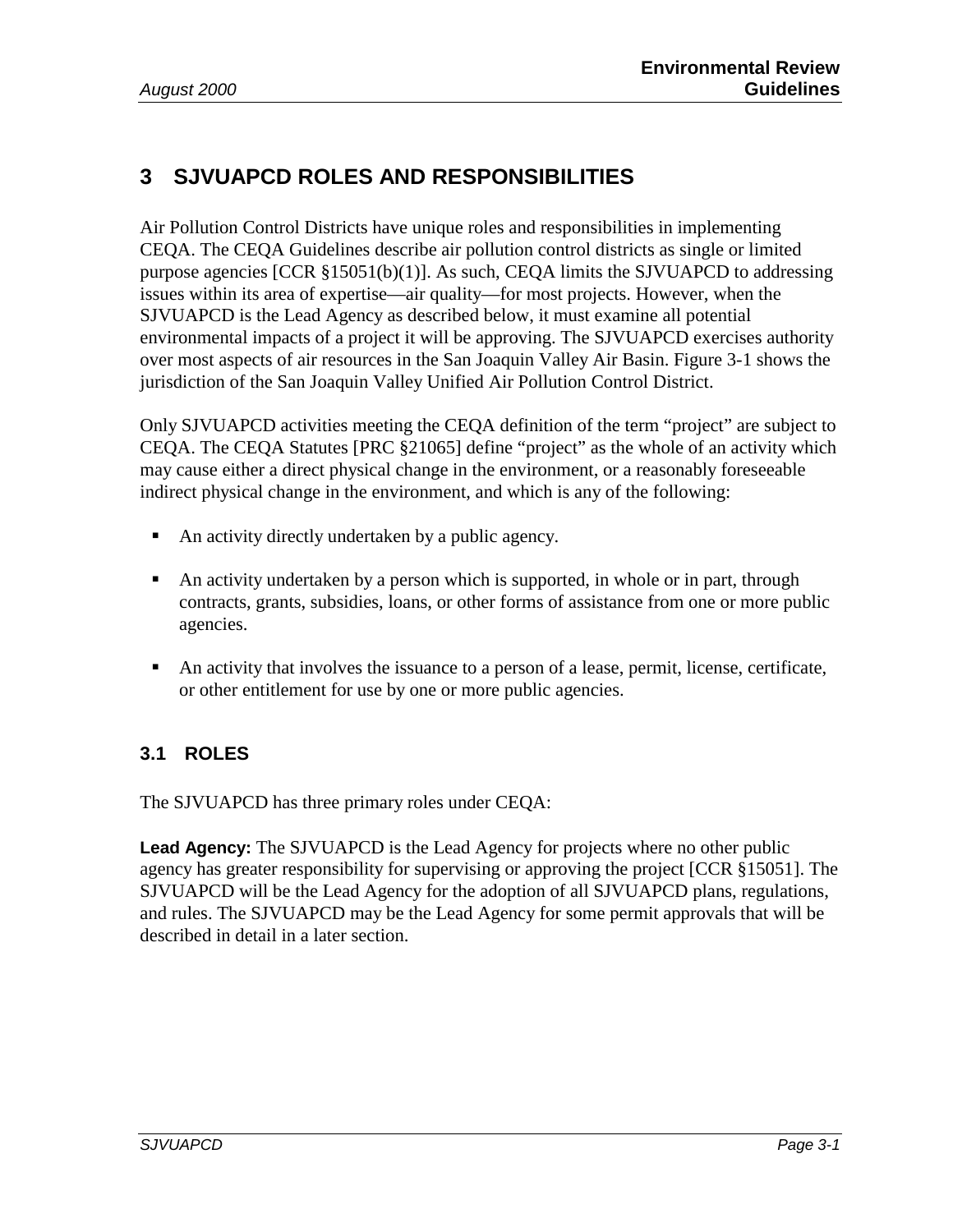# 3 SJVUAPCD ROLES AND RESPONSIBILITIES

Air Pollution Control Districts have unique roles and responsibilities in implementing CEQA. The CEQA Guidelines describe air pollution control districts as single or limited purpose agencies [CCR §15051(b)(1)]. As such, CEQA limits the SJVUAPCD to addressing issues within its area of expertise—air quality—for most projects. However, when the SJVUAPCD is the Lead Agency as described below, it must examine all potential environmental impacts of a project it will be approving. The SJVUAPCD exercises authority over most aspects of air resources in the San Joaquin Valley Air Basin. Figure 3-1 shows the jurisdiction of the San Joaquin Valley Unified Air Pollution Control District.

Only SJVUAPCD activities meeting the CEQA definition of the term "project" are subject to CEQA. The CEQA Statutes [PRC §21065] define "project" as the whole of an activity which may cause either a direct physical change in the environment, or a reasonably foreseeable indirect physical change in the environment, and which is any of the following:

- An activity directly undertaken by a public agency.
- An activity undertaken by a person which is supported, in whole or in part, through contracts, grants, subsidies, loans, or other forms of assistance from one or more public agencies.
- An activity that involves the issuance to a person of a lease, permit, license, certificate, or other entitlement for use by one or more public agencies.

## 3.1 ROLES

The SJVUAPCD has three primary roles under CEQA:

**Lead Agency:** The SJVUAPCD is the Lead Agency for projects where no other public agency has greater responsibility for supervising or approving the project [CCR §15051]. The SJVUAPCD will be the Lead Agency for the adoption of all SJVUAPCD plans, regulations, and rules. The SJVUAPCD may be the Lead Agency for some permit approvals that will be described in detail in a later section.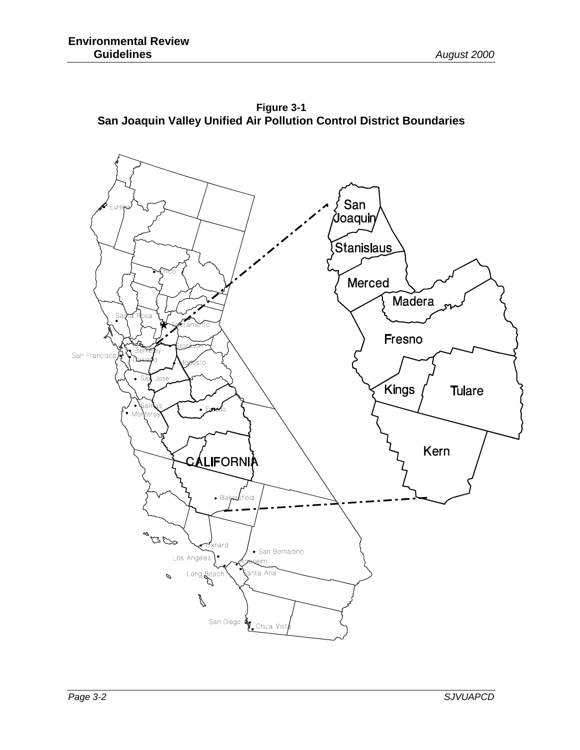**Figure 3-1**
**San Joaquin Valley Unified Air Pollution Control District Boundaries**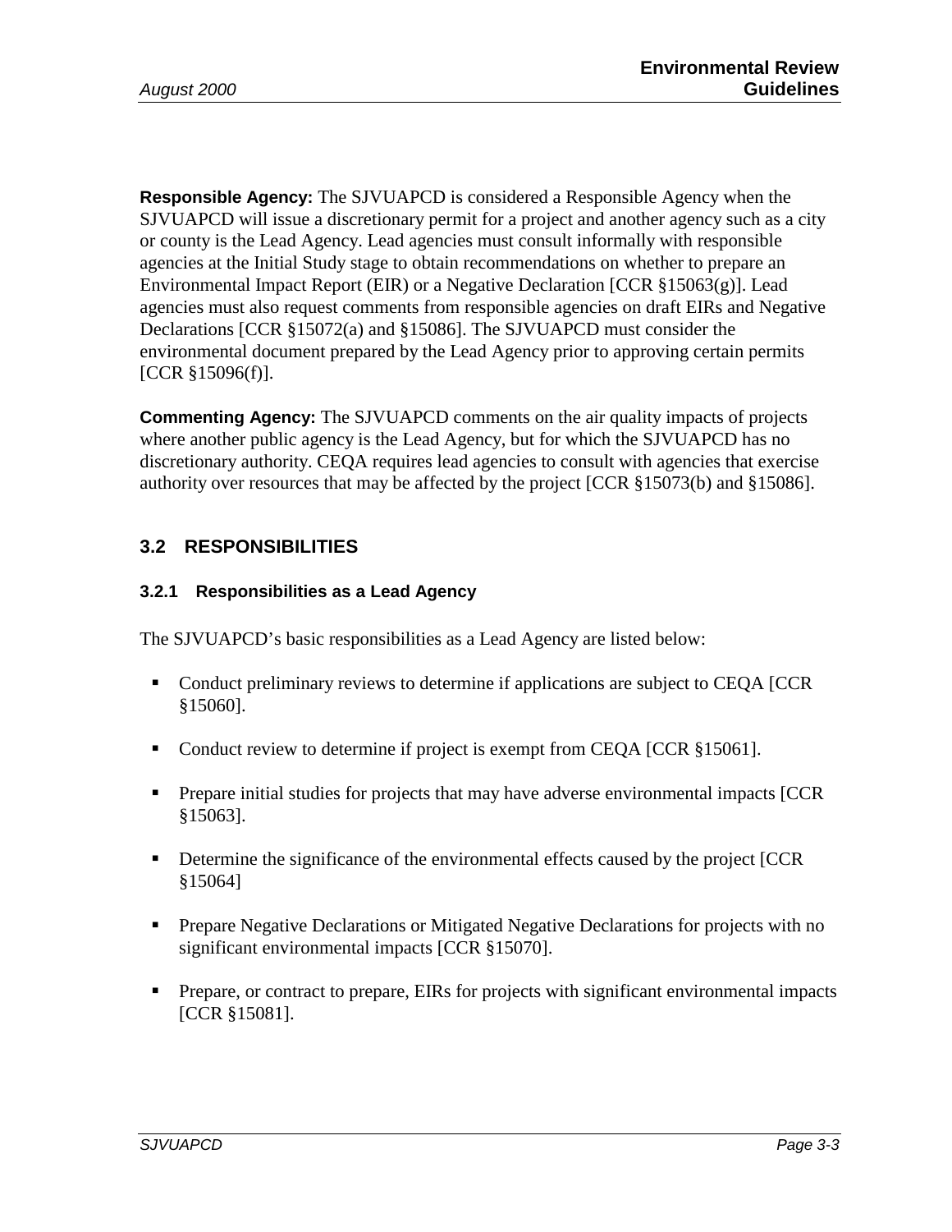**Responsible Agency:** The SJVUAPCD is considered a Responsible Agency when the SJVUAPCD will issue a discretionary permit for a project and another agency such as a city or county is the Lead Agency. Lead agencies must consult informally with responsible agencies at the Initial Study stage to obtain recommendations on whether to prepare an Environmental Impact Report (EIR) or a Negative Declaration [CCR §15063(g)]. Lead agencies must also request comments from responsible agencies on draft EIRs and Negative Declarations [CCR §15072(a) and §15086]. The SJVUAPCD must consider the environmental document prepared by the Lead Agency prior to approving certain permits [CCR §15096(f)].

**Commenting Agency:** The SJVUAPCD comments on the air quality impacts of projects where another public agency is the Lead Agency, but for which the SJVUAPCD has no discretionary authority. CEQA requires lead agencies to consult with agencies that exercise authority over resources that may be affected by the project [CCR §15073(b) and §15086].

## 3.2 RESPONSIBILITIES

### 3.2.1 Responsibilities as a Lead Agency

The SJVUAPCD's basic responsibilities as a Lead Agency are listed below:

- Conduct preliminary reviews to determine if applications are subject to CEQA [CCR §15060].
- Conduct review to determine if project is exempt from CEQA [CCR §15061].
- Prepare initial studies for projects that may have adverse environmental impacts [CCR §15063].
- Determine the significance of the environmental effects caused by the project [CCR §15064]
- Prepare Negative Declarations or Mitigated Negative Declarations for projects with no significant environmental impacts [CCR §15070].
- Prepare, or contract to prepare, EIRs for projects with significant environmental impacts [CCR §15081].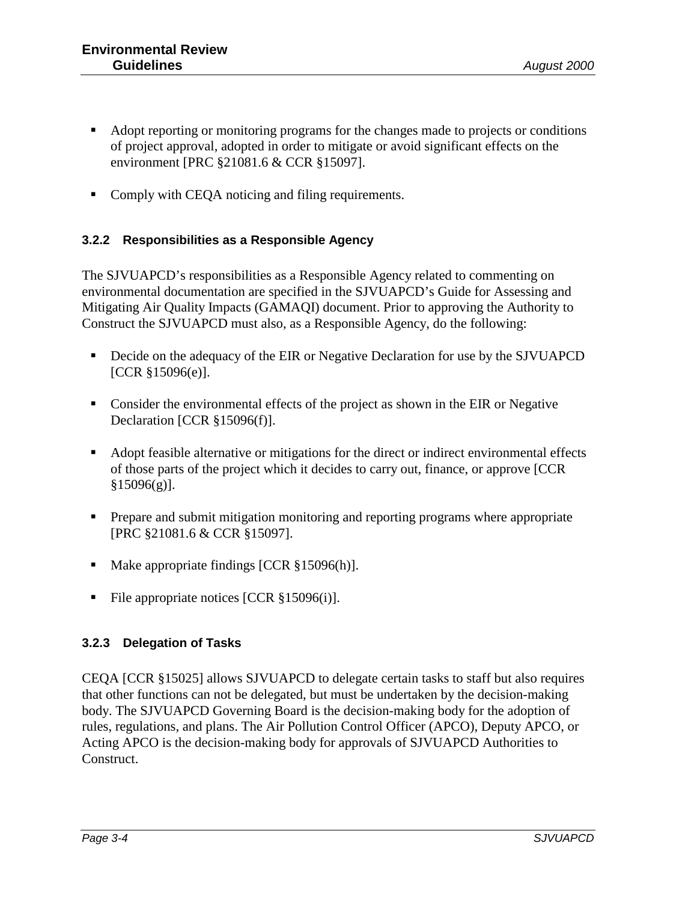- Adopt reporting or monitoring programs for the changes made to projects or conditions of project approval, adopted in order to mitigate or avoid significant effects on the environment [PRC §21081.6 & CCR §15097].

- Comply with CEQA noticing and filing requirements.

### 3.2.2 Responsibilities as a Responsible Agency

The SJVUAPCD's responsibilities as a Responsible Agency related to commenting on environmental documentation are specified in the SJVUAPCD's Guide for Assessing and Mitigating Air Quality Impacts (GAMAQI) document. Prior to approving the Authority to Construct the SJVUAPCD must also, as a Responsible Agency, do the following:

- Decide on the adequacy of the EIR or Negative Declaration for use by the SJVUAPCD [CCR §15096(e)].

- Consider the environmental effects of the project as shown in the EIR or Negative Declaration [CCR §15096(f)].

- Adopt feasible alternative or mitigations for the direct or indirect environmental effects of those parts of the project which it decides to carry out, finance, or approve [CCR §15096(g)].

- Prepare and submit mitigation monitoring and reporting programs where appropriate [PRC §21081.6 & CCR §15097].

- Make appropriate findings [CCR §15096(h)].

- File appropriate notices [CCR §15096(i)].

### 3.2.3 Delegation of Tasks

CEQA [CCR §15025] allows SJVUAPCD to delegate certain tasks to staff but also requires that other functions can not be delegated, but must be undertaken by the decision-making body. The SJVUAPCD Governing Board is the decision-making body for the adoption of rules, regulations, and plans. The Air Pollution Control Officer (APCO), Deputy APCO, or Acting APCO is the decision-making body for approvals of SJVUAPCD Authorities to Construct.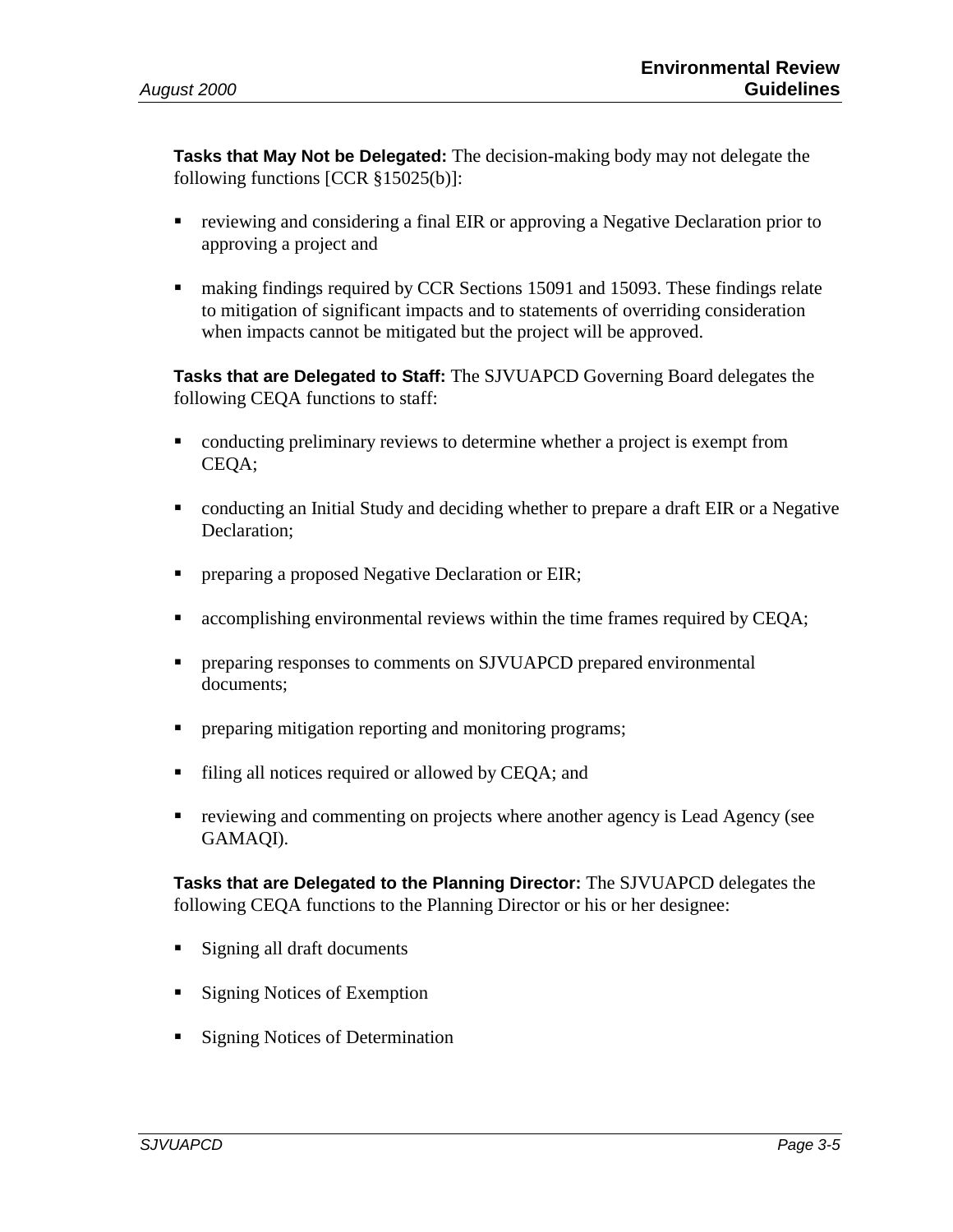**Tasks that May Not be Delegated:** The decision-making body may not delegate the following functions [CCR §15025(b)]:

- reviewing and considering a final EIR or approving a Negative Declaration prior to approving a project and
- making findings required by CCR Sections 15091 and 15093. These findings relate to mitigation of significant impacts and to statements of overriding consideration when impacts cannot be mitigated but the project will be approved.

**Tasks that are Delegated to Staff:** The SJVUAPCD Governing Board delegates the following CEQA functions to staff:

- conducting preliminary reviews to determine whether a project is exempt from CEQA;
- conducting an Initial Study and deciding whether to prepare a draft EIR or a Negative Declaration;
- preparing a proposed Negative Declaration or EIR;
- accomplishing environmental reviews within the time frames required by CEQA;
- preparing responses to comments on SJVUAPCD prepared environmental documents;
- preparing mitigation reporting and monitoring programs;
- filing all notices required or allowed by CEQA; and
- reviewing and commenting on projects where another agency is Lead Agency (see GAMAQI).

**Tasks that are Delegated to the Planning Director:** The SJVUAPCD delegates the following CEQA functions to the Planning Director or his or her designee:

- Signing all draft documents
- Signing Notices of Exemption
- Signing Notices of Determination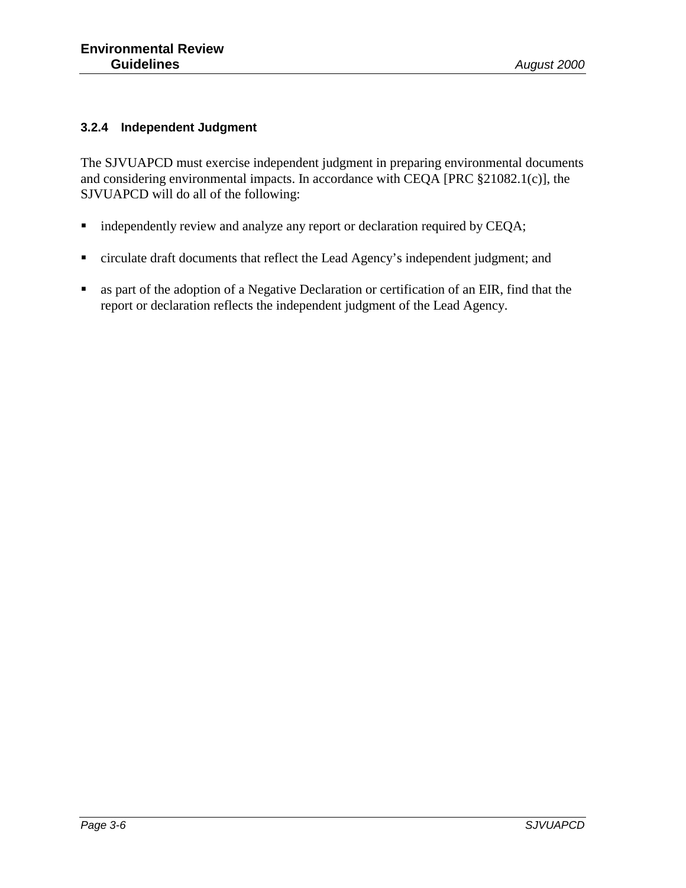### 3.2.4 Independent Judgment

The SJVUAPCD must exercise independent judgment in preparing environmental documents and considering environmental impacts. In accordance with CEQA [PRC §21082.1(c)], the SJVUAPCD will do all of the following:

- independently review and analyze any report or declaration required by CEQA;
- circulate draft documents that reflect the Lead Agency's independent judgment; and
- as part of the adoption of a Negative Declaration or certification of an EIR, find that the report or declaration reflects the independent judgment of the Lead Agency.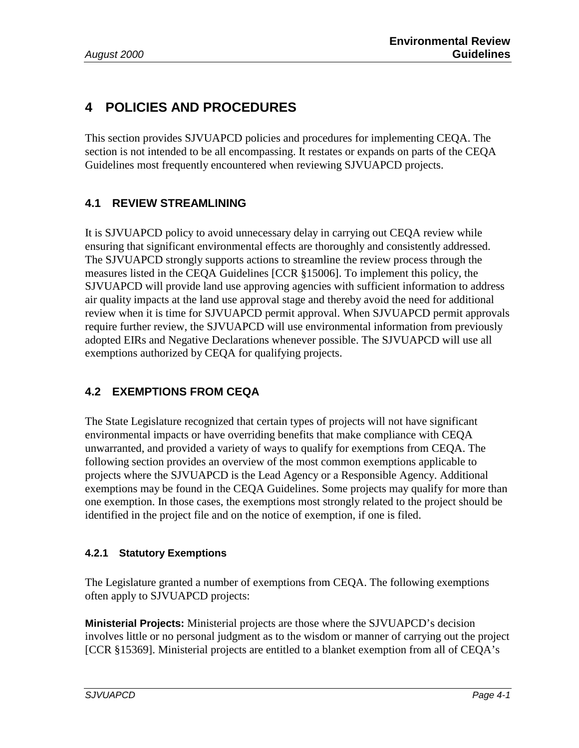# 4 POLICIES AND PROCEDURES

This section provides SJVUAPCD policies and procedures for implementing CEQA. The section is not intended to be all encompassing. It restates or expands on parts of the CEQA Guidelines most frequently encountered when reviewing SJVUAPCD projects.

## 4.1 REVIEW STREAMLINING

It is SJVUAPCD policy to avoid unnecessary delay in carrying out CEQA review while ensuring that significant environmental effects are thoroughly and consistently addressed. The SJVUAPCD strongly supports actions to streamline the review process through the measures listed in the CEQA Guidelines [CCR §15006]. To implement this policy, the SJVUAPCD will provide land use approving agencies with sufficient information to address air quality impacts at the land use approval stage and thereby avoid the need for additional review when it is time for SJVUAPCD permit approval. When SJVUAPCD permit approvals require further review, the SJVUAPCD will use environmental information from previously adopted EIRs and Negative Declarations whenever possible. The SJVUAPCD will use all exemptions authorized by CEQA for qualifying projects.

## 4.2 EXEMPTIONS FROM CEQA

The State Legislature recognized that certain types of projects will not have significant environmental impacts or have overriding benefits that make compliance with CEQA unwarranted, and provided a variety of ways to qualify for exemptions from CEQA. The following section provides an overview of the most common exemptions applicable to projects where the SJVUAPCD is the Lead Agency or a Responsible Agency. Additional exemptions may be found in the CEQA Guidelines. Some projects may qualify for more than one exemption. In those cases, the exemptions most strongly related to the project should be identified in the project file and on the notice of exemption, if one is filed.

### 4.2.1 Statutory Exemptions

The Legislature granted a number of exemptions from CEQA. The following exemptions often apply to SJVUAPCD projects:

**Ministerial Projects:** Ministerial projects are those where the SJVUAPCD's decision involves little or no personal judgment as to the wisdom or manner of carrying out the project [CCR §15369]. Ministerial projects are entitled to a blanket exemption from all of CEQA's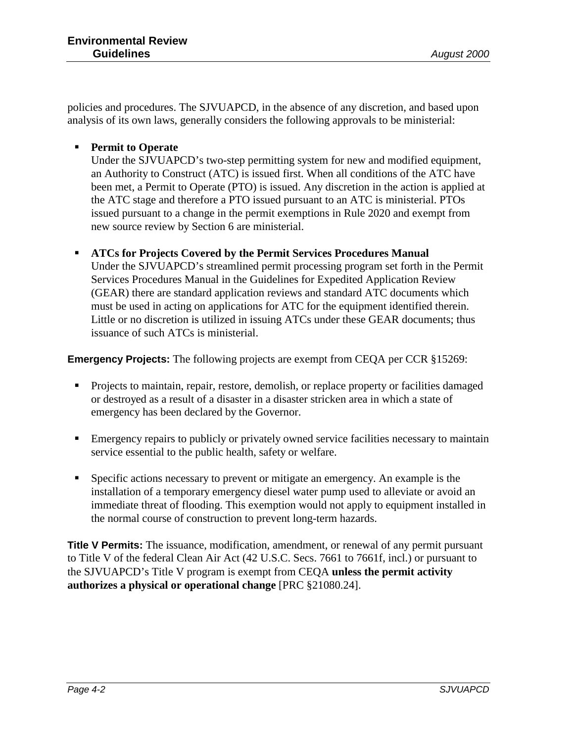policies and procedures. The SJVUAPCD, in the absence of any discretion, and based upon analysis of its own laws, generally considers the following approvals to be ministerial:

- **Permit to Operate**
  Under the SJVUAPCD's two-step permitting system for new and modified equipment, an Authority to Construct (ATC) is issued first. When all conditions of the ATC have been met, a Permit to Operate (PTO) is issued. Any discretion in the action is applied at the ATC stage and therefore a PTO issued pursuant to an ATC is ministerial. PTOs issued pursuant to a change in the permit exemptions in Rule 2020 and exempt from new source review by Section 6 are ministerial.

- **ATCs for Projects Covered by the Permit Services Procedures Manual**
  Under the SJVUAPCD's streamlined permit processing program set forth in the Permit Services Procedures Manual in the Guidelines for Expedited Application Review (GEAR) there are standard application reviews and standard ATC documents which must be used in acting on applications for ATC for the equipment identified therein. Little or no discretion is utilized in issuing ATCs under these GEAR documents; thus issuance of such ATCs is ministerial.

**Emergency Projects:** The following projects are exempt from CEQA per CCR §15269:

- Projects to maintain, repair, restore, demolish, or replace property or facilities damaged or destroyed as a result of a disaster in a disaster stricken area in which a state of emergency has been declared by the Governor.

- Emergency repairs to publicly or privately owned service facilities necessary to maintain service essential to the public health, safety or welfare.

- Specific actions necessary to prevent or mitigate an emergency. An example is the installation of a temporary emergency diesel water pump used to alleviate or avoid an immediate threat of flooding. This exemption would not apply to equipment installed in the normal course of construction to prevent long-term hazards.

**Title V Permits:** The issuance, modification, amendment, or renewal of any permit pursuant to Title V of the federal Clean Air Act (42 U.S.C. Secs. 7661 to 7661f, incl.) or pursuant to the SJVUAPCD's Title V program is exempt from CEQA **unless the permit activity authorizes a physical or operational change** [PRC §21080.24].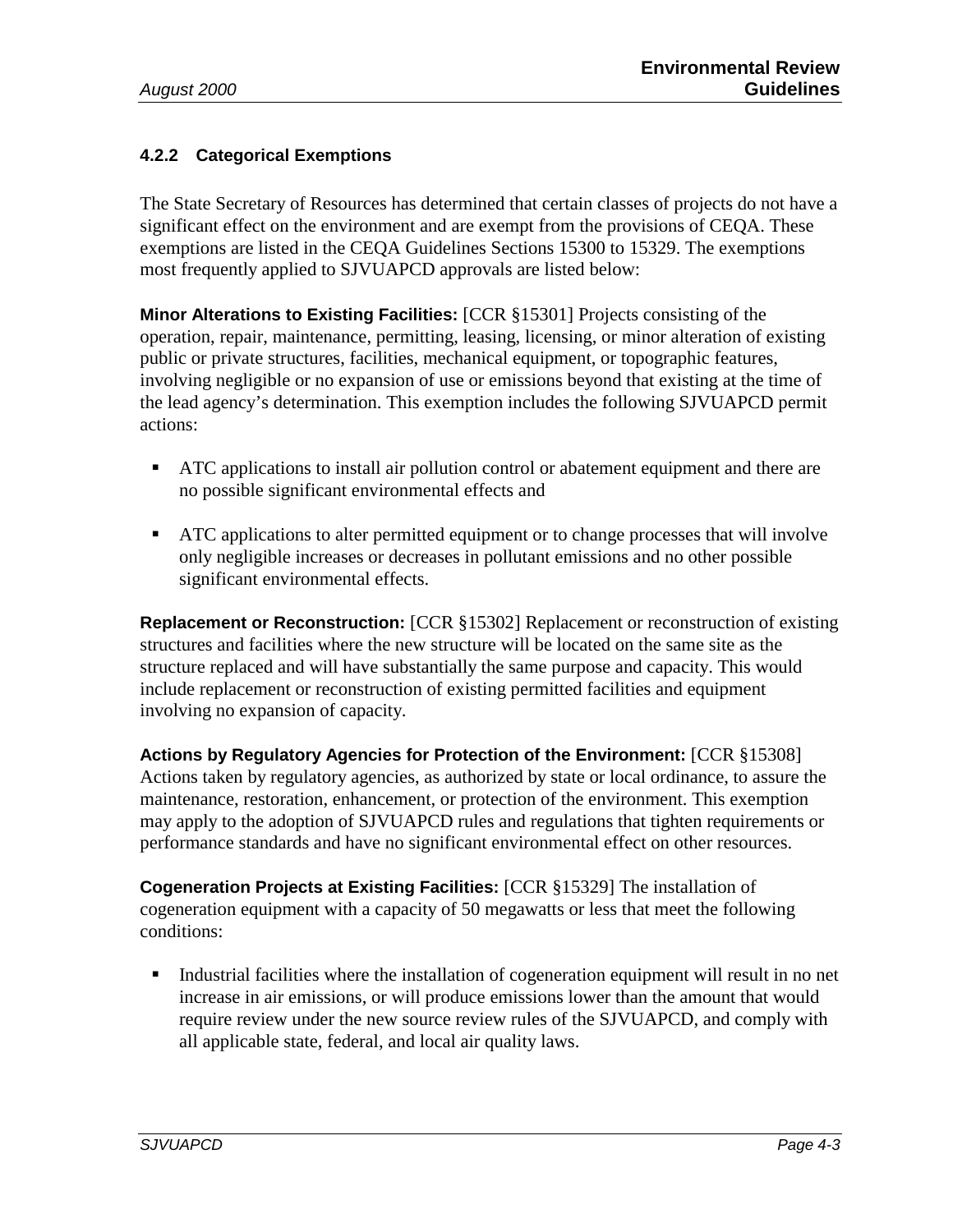### 4.2.2 Categorical Exemptions

The State Secretary of Resources has determined that certain classes of projects do not have a significant effect on the environment and are exempt from the provisions of CEQA. These exemptions are listed in the CEQA Guidelines Sections 15300 to 15329. The exemptions most frequently applied to SJVUAPCD approvals are listed below:

**Minor Alterations to Existing Facilities:** [CCR §15301] Projects consisting of the operation, repair, maintenance, permitting, leasing, licensing, or minor alteration of existing public or private structures, facilities, mechanical equipment, or topographic features, involving negligible or no expansion of use or emissions beyond that existing at the time of the lead agency's determination. This exemption includes the following SJVUAPCD permit actions:

- ATC applications to install air pollution control or abatement equipment and there are no possible significant environmental effects and
- ATC applications to alter permitted equipment or to change processes that will involve only negligible increases or decreases in pollutant emissions and no other possible significant environmental effects.

**Replacement or Reconstruction:** [CCR §15302] Replacement or reconstruction of existing structures and facilities where the new structure will be located on the same site as the structure replaced and will have substantially the same purpose and capacity. This would include replacement or reconstruction of existing permitted facilities and equipment involving no expansion of capacity.

**Actions by Regulatory Agencies for Protection of the Environment:** [CCR §15308] Actions taken by regulatory agencies, as authorized by state or local ordinance, to assure the maintenance, restoration, enhancement, or protection of the environment. This exemption may apply to the adoption of SJVUAPCD rules and regulations that tighten requirements or performance standards and have no significant environmental effect on other resources.

**Cogeneration Projects at Existing Facilities:** [CCR §15329] The installation of cogeneration equipment with a capacity of 50 megawatts or less that meet the following conditions:

- Industrial facilities where the installation of cogeneration equipment will result in no net increase in air emissions, or will produce emissions lower than the amount that would require review under the new source review rules of the SJVUAPCD, and comply with all applicable state, federal, and local air quality laws.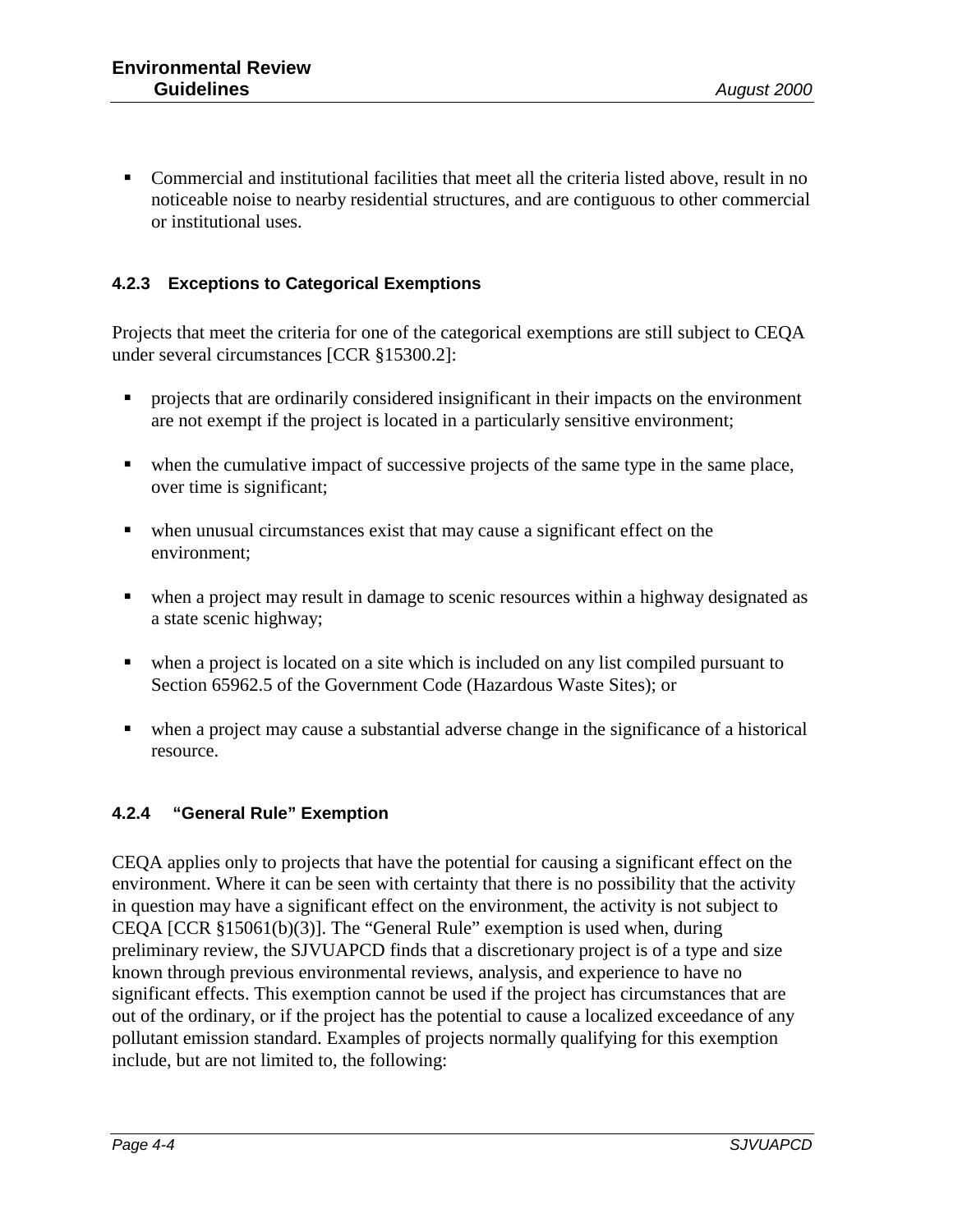- Commercial and institutional facilities that meet all the criteria listed above, result in no noticeable noise to nearby residential structures, and are contiguous to other commercial or institutional uses.

#### 4.2.3 Exceptions to Categorical Exemptions

Projects that meet the criteria for one of the categorical exemptions are still subject to CEQA under several circumstances [CCR §15300.2]:

- projects that are ordinarily considered insignificant in their impacts on the environment are not exempt if the project is located in a particularly sensitive environment;
- when the cumulative impact of successive projects of the same type in the same place, over time is significant;
- when unusual circumstances exist that may cause a significant effect on the environment;
- when a project may result in damage to scenic resources within a highway designated as a state scenic highway;
- when a project is located on a site which is included on any list compiled pursuant to Section 65962.5 of the Government Code (Hazardous Waste Sites); or
- when a project may cause a substantial adverse change in the significance of a historical resource.

#### 4.2.4 "General Rule" Exemption

CEQA applies only to projects that have the potential for causing a significant effect on the environment. Where it can be seen with certainty that there is no possibility that the activity in question may have a significant effect on the environment, the activity is not subject to CEQA [CCR §15061(b)(3)]. The "General Rule" exemption is used when, during preliminary review, the SJVUAPCD finds that a discretionary project is of a type and size known through previous environmental reviews, analysis, and experience to have no significant effects. This exemption cannot be used if the project has circumstances that are out of the ordinary, or if the project has the potential to cause a localized exceedance of any pollutant emission standard. Examples of projects normally qualifying for this exemption include, but are not limited to, the following: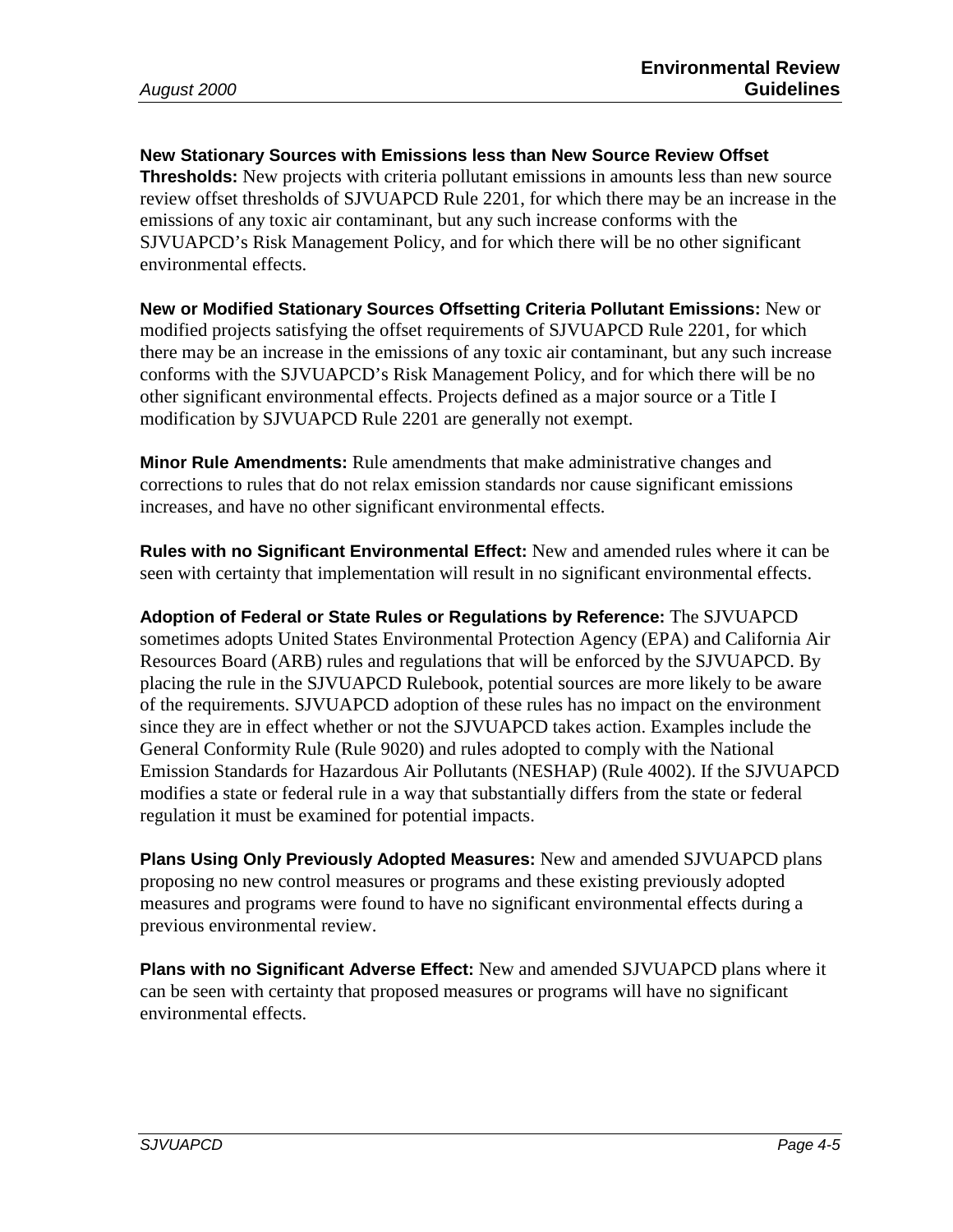**New Stationary Sources with Emissions less than New Source Review Offset Thresholds:** New projects with criteria pollutant emissions in amounts less than new source review offset thresholds of SJVUAPCD Rule 2201, for which there may be an increase in the emissions of any toxic air contaminant, but any such increase conforms with the SJVUAPCD's Risk Management Policy, and for which there will be no other significant environmental effects.

**New or Modified Stationary Sources Offsetting Criteria Pollutant Emissions:** New or modified projects satisfying the offset requirements of SJVUAPCD Rule 2201, for which there may be an increase in the emissions of any toxic air contaminant, but any such increase conforms with the SJVUAPCD's Risk Management Policy, and for which there will be no other significant environmental effects. Projects defined as a major source or a Title I modification by SJVUAPCD Rule 2201 are generally not exempt.

**Minor Rule Amendments:** Rule amendments that make administrative changes and corrections to rules that do not relax emission standards nor cause significant emissions increases, and have no other significant environmental effects.

**Rules with no Significant Environmental Effect:** New and amended rules where it can be seen with certainty that implementation will result in no significant environmental effects.

**Adoption of Federal or State Rules or Regulations by Reference:** The SJVUAPCD sometimes adopts United States Environmental Protection Agency (EPA) and California Air Resources Board (ARB) rules and regulations that will be enforced by the SJVUAPCD. By placing the rule in the SJVUAPCD Rulebook, potential sources are more likely to be aware of the requirements. SJVUAPCD adoption of these rules has no impact on the environment since they are in effect whether or not the SJVUAPCD takes action. Examples include the General Conformity Rule (Rule 9020) and rules adopted to comply with the National Emission Standards for Hazardous Air Pollutants (NESHAP) (Rule 4002). If the SJVUAPCD modifies a state or federal rule in a way that substantially differs from the state or federal regulation it must be examined for potential impacts.

**Plans Using Only Previously Adopted Measures:** New and amended SJVUAPCD plans proposing no new control measures or programs and these existing previously adopted measures and programs were found to have no significant environmental effects during a previous environmental review.

**Plans with no Significant Adverse Effect:** New and amended SJVUAPCD plans where it can be seen with certainty that proposed measures or programs will have no significant environmental effects.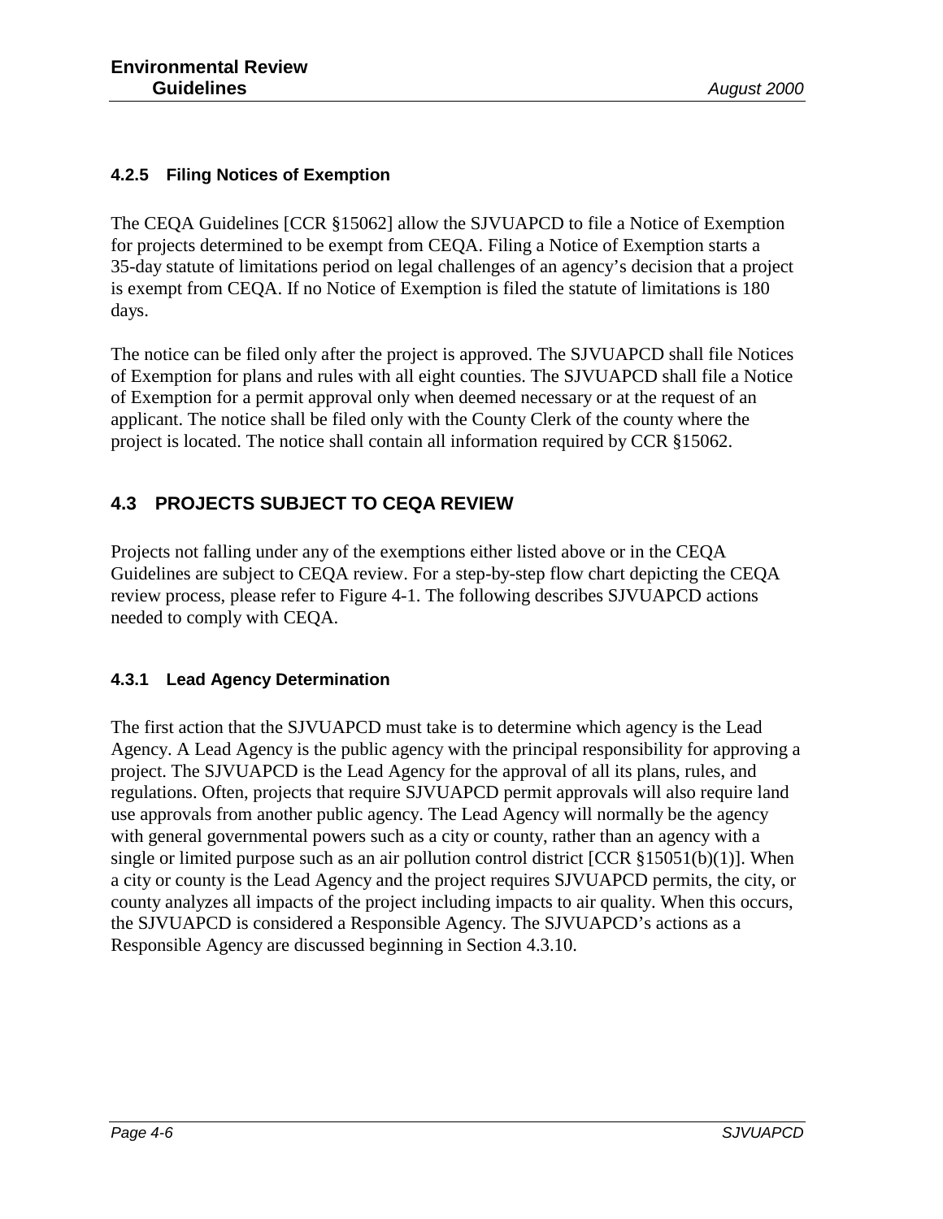### 4.2.5 Filing Notices of Exemption

The CEQA Guidelines [CCR §15062] allow the SJVUAPCD to file a Notice of Exemption for projects determined to be exempt from CEQA. Filing a Notice of Exemption starts a 35-day statute of limitations period on legal challenges of an agency's decision that a project is exempt from CEQA. If no Notice of Exemption is filed the statute of limitations is 180 days.

The notice can be filed only after the project is approved. The SJVUAPCD shall file Notices of Exemption for plans and rules with all eight counties. The SJVUAPCD shall file a Notice of Exemption for a permit approval only when deemed necessary or at the request of an applicant. The notice shall be filed only with the County Clerk of the county where the project is located. The notice shall contain all information required by CCR §15062.

## 4.3 PROJECTS SUBJECT TO CEQA REVIEW

Projects not falling under any of the exemptions either listed above or in the CEQA Guidelines are subject to CEQA review. For a step-by-step flow chart depicting the CEQA review process, please refer to Figure 4-1. The following describes SJVUAPCD actions needed to comply with CEQA.

### 4.3.1 Lead Agency Determination

The first action that the SJVUAPCD must take is to determine which agency is the Lead Agency. A Lead Agency is the public agency with the principal responsibility for approving a project. The SJVUAPCD is the Lead Agency for the approval of all its plans, rules, and regulations. Often, projects that require SJVUAPCD permit approvals will also require land use approvals from another public agency. The Lead Agency will normally be the agency with general governmental powers such as a city or county, rather than an agency with a single or limited purpose such as an air pollution control district [CCR §15051(b)(1)]. When a city or county is the Lead Agency and the project requires SJVUAPCD permits, the city, or county analyzes all impacts of the project including impacts to air quality. When this occurs, the SJVUAPCD is considered a Responsible Agency. The SJVUAPCD's actions as a Responsible Agency are discussed beginning in Section 4.3.10.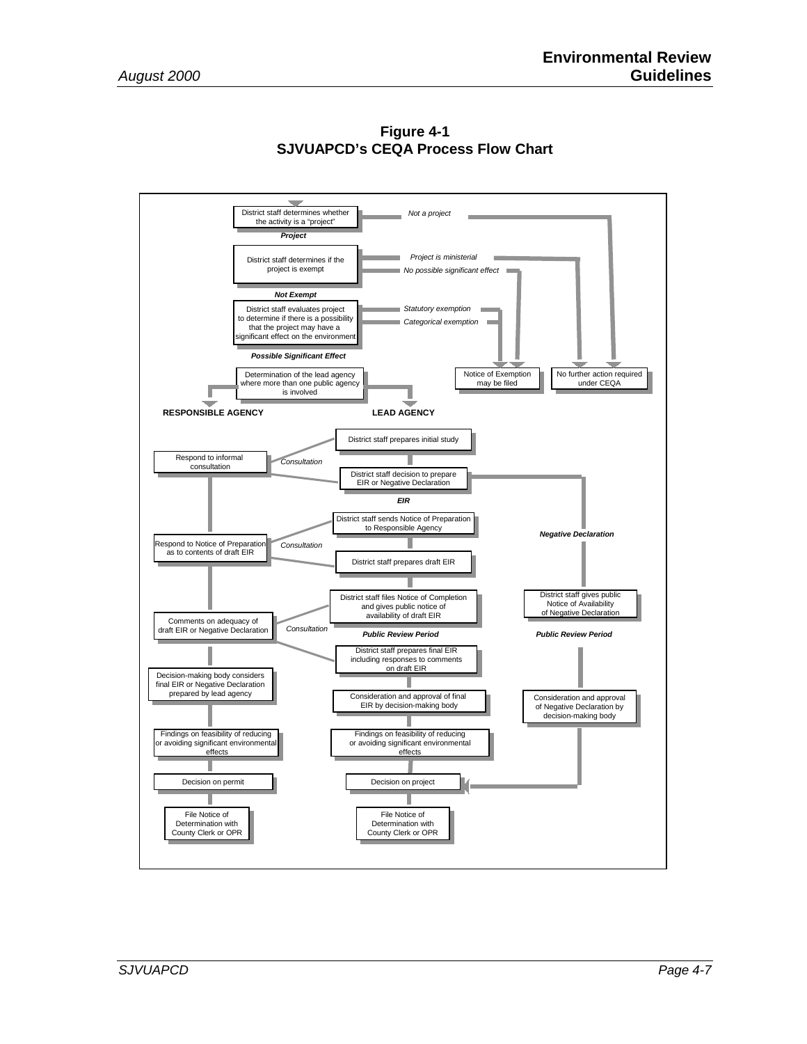**Figure 4-1**
**SJVUAPCD's CEQA Process Flow Chart**

District staff determines whether the activity is a "project"

*Not a project*

***Project***

District staff determines if the project is exempt

*Project is ministerial*

*No possible significant effect*

***Not Exempt***

District staff evaluates project to determine if there is a possibility that the project may have a significant effect on the environment

*Statutory exemption*

*Categorical exemption*

***Possible Significant Effect***

Notice of Exemption may be filed

No further action required under CEQA

Determination of the lead agency where more than one public agency is involved

**RESPONSIBLE AGENCY**

**LEAD AGENCY**

District staff prepares initial study

Respond to informal consultation

*Consultation*

District staff decision to prepare EIR or Negative Declaration

***EIR***

District staff sends Notice of Preparation to Responsible Agency

***Negative Declaration***

Respond to Notice of Preparation as to contents of draft EIR

*Consultation*

District staff prepares draft EIR

District staff files Notice of Completion and gives public notice of availability of draft EIR

District staff gives public Notice of Availability of Negative Declaration

Comments on adequacy of draft EIR or Negative Declaration

*Consultation*

***Public Review Period***

***Public Review Period***

District staff prepares final EIR including responses to comments on draft EIR

Decision-making body considers final EIR or Negative Declaration prepared by lead agency

Consideration and approval of final EIR by decision-making body

Consideration and approval of Negative Declaration by decision-making body

Findings on feasibility of reducing or avoiding significant environmental effects

Findings on feasibility of reducing or avoiding significant environmental effects

Decision on permit

Decision on project

File Notice of Determination with County Clerk or OPR

File Notice of Determination with County Clerk or OPR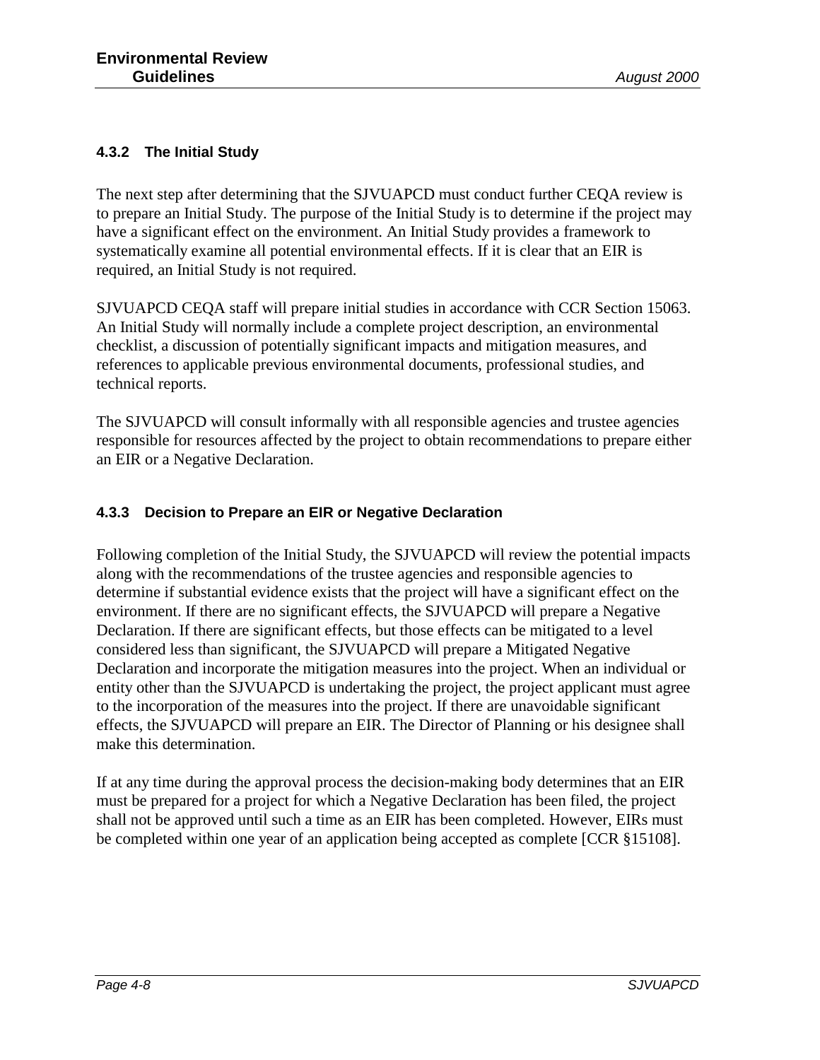### 4.3.2 The Initial Study

The next step after determining that the SJVUAPCD must conduct further CEQA review is to prepare an Initial Study. The purpose of the Initial Study is to determine if the project may have a significant effect on the environment. An Initial Study provides a framework to systematically examine all potential environmental effects. If it is clear that an EIR is required, an Initial Study is not required.

SJVUAPCD CEQA staff will prepare initial studies in accordance with CCR Section 15063. An Initial Study will normally include a complete project description, an environmental checklist, a discussion of potentially significant impacts and mitigation measures, and references to applicable previous environmental documents, professional studies, and technical reports.

The SJVUAPCD will consult informally with all responsible agencies and trustee agencies responsible for resources affected by the project to obtain recommendations to prepare either an EIR or a Negative Declaration.

### 4.3.3 Decision to Prepare an EIR or Negative Declaration

Following completion of the Initial Study, the SJVUAPCD will review the potential impacts along with the recommendations of the trustee agencies and responsible agencies to determine if substantial evidence exists that the project will have a significant effect on the environment. If there are no significant effects, the SJVUAPCD will prepare a Negative Declaration. If there are significant effects, but those effects can be mitigated to a level considered less than significant, the SJVUAPCD will prepare a Mitigated Negative Declaration and incorporate the mitigation measures into the project. When an individual or entity other than the SJVUAPCD is undertaking the project, the project applicant must agree to the incorporation of the measures into the project. If there are unavoidable significant effects, the SJVUAPCD will prepare an EIR. The Director of Planning or his designee shall make this determination.

If at any time during the approval process the decision-making body determines that an EIR must be prepared for a project for which a Negative Declaration has been filed, the project shall not be approved until such a time as an EIR has been completed. However, EIRs must be completed within one year of an application being accepted as complete [CCR §15108].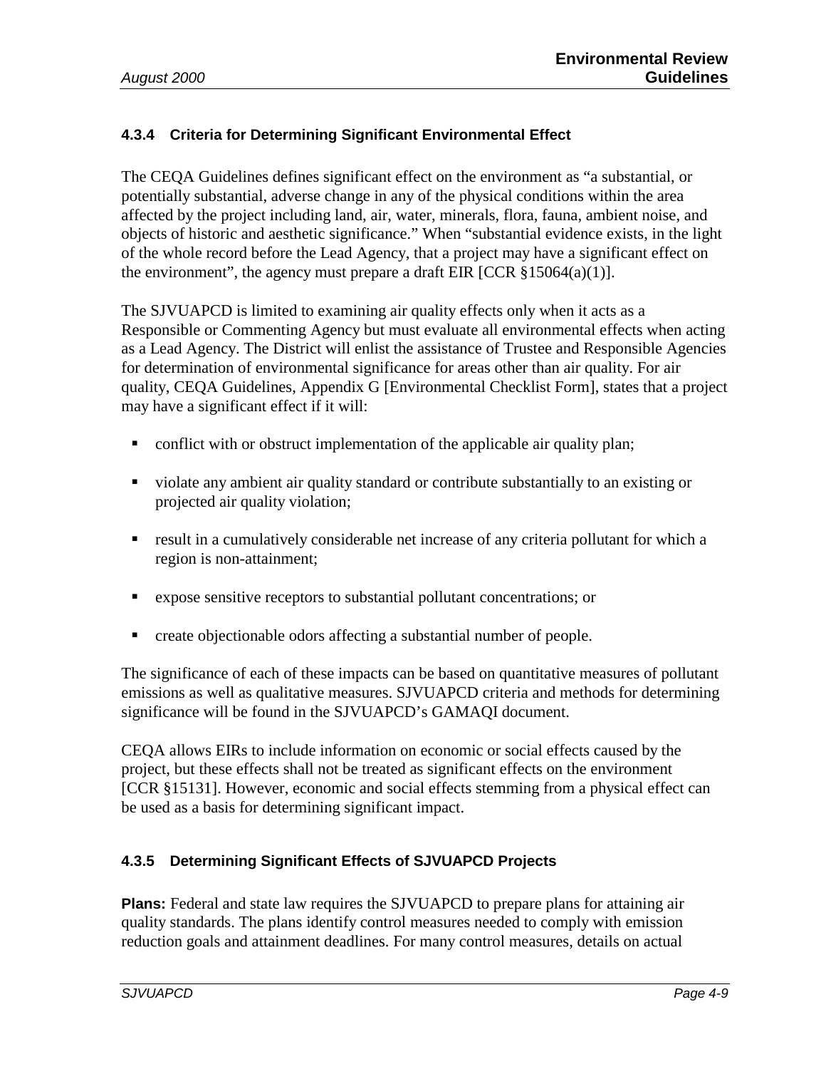### 4.3.4 Criteria for Determining Significant Environmental Effect

The CEQA Guidelines defines significant effect on the environment as "a substantial, or potentially substantial, adverse change in any of the physical conditions within the area affected by the project including land, air, water, minerals, flora, fauna, ambient noise, and objects of historic and aesthetic significance." When "substantial evidence exists, in the light of the whole record before the Lead Agency, that a project may have a significant effect on the environment", the agency must prepare a draft EIR [CCR §15064(a)(1)].

The SJVUAPCD is limited to examining air quality effects only when it acts as a Responsible or Commenting Agency but must evaluate all environmental effects when acting as a Lead Agency. The District will enlist the assistance of Trustee and Responsible Agencies for determination of environmental significance for areas other than air quality. For air quality, CEQA Guidelines, Appendix G [Environmental Checklist Form], states that a project may have a significant effect if it will:

- conflict with or obstruct implementation of the applicable air quality plan;
- violate any ambient air quality standard or contribute substantially to an existing or projected air quality violation;
- result in a cumulatively considerable net increase of any criteria pollutant for which a region is non-attainment;
- expose sensitive receptors to substantial pollutant concentrations; or
- create objectionable odors affecting a substantial number of people.

The significance of each of these impacts can be based on quantitative measures of pollutant emissions as well as qualitative measures. SJVUAPCD criteria and methods for determining significance will be found in the SJVUAPCD's GAMAQI document.

CEQA allows EIRs to include information on economic or social effects caused by the project, but these effects shall not be treated as significant effects on the environment [CCR §15131]. However, economic and social effects stemming from a physical effect can be used as a basis for determining significant impact.

### 4.3.5 Determining Significant Effects of SJVUAPCD Projects

**Plans:** Federal and state law requires the SJVUAPCD to prepare plans for attaining air quality standards. The plans identify control measures needed to comply with emission reduction goals and attainment deadlines. For many control measures, details on actual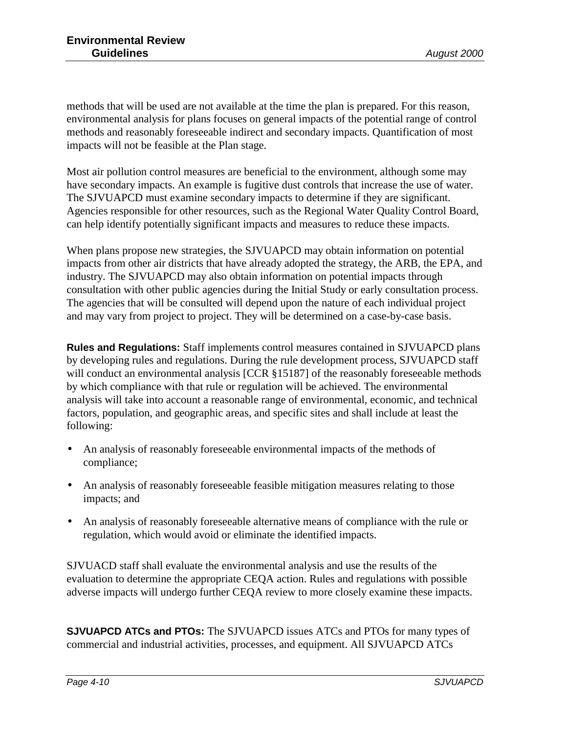methods that will be used are not available at the time the plan is prepared. For this reason, environmental analysis for plans focuses on general impacts of the potential range of control methods and reasonably foreseeable indirect and secondary impacts. Quantification of most impacts will not be feasible at the Plan stage.

Most air pollution control measures are beneficial to the environment, although some may have secondary impacts. An example is fugitive dust controls that increase the use of water. The SJVUAPCD must examine secondary impacts to determine if they are significant. Agencies responsible for other resources, such as the Regional Water Quality Control Board, can help identify potentially significant impacts and measures to reduce these impacts.

When plans propose new strategies, the SJVUAPCD may obtain information on potential impacts from other air districts that have already adopted the strategy, the ARB, the EPA, and industry. The SJVUAPCD may also obtain information on potential impacts through consultation with other public agencies during the Initial Study or early consultation process. The agencies that will be consulted will depend upon the nature of each individual project and may vary from project to project. They will be determined on a case-by-case basis.

**Rules and Regulations:** Staff implements control measures contained in SJVUAPCD plans by developing rules and regulations. During the rule development process, SJVUAPCD staff will conduct an environmental analysis [CCR §15187] of the reasonably foreseeable methods by which compliance with that rule or regulation will be achieved. The environmental analysis will take into account a reasonable range of environmental, economic, and technical factors, population, and geographic areas, and specific sites and shall include at least the following:

- An analysis of reasonably foreseeable environmental impacts of the methods of compliance;
- An analysis of reasonably foreseeable feasible mitigation measures relating to those impacts; and
- An analysis of reasonably foreseeable alternative means of compliance with the rule or regulation, which would avoid or eliminate the identified impacts.

SJVUACD staff shall evaluate the environmental analysis and use the results of the evaluation to determine the appropriate CEQA action. Rules and regulations with possible adverse impacts will undergo further CEQA review to more closely examine these impacts.

**SJVUAPCD ATCs and PTOs:** The SJVUAPCD issues ATCs and PTOs for many types of commercial and industrial activities, processes, and equipment. All SJVUAPCD ATCs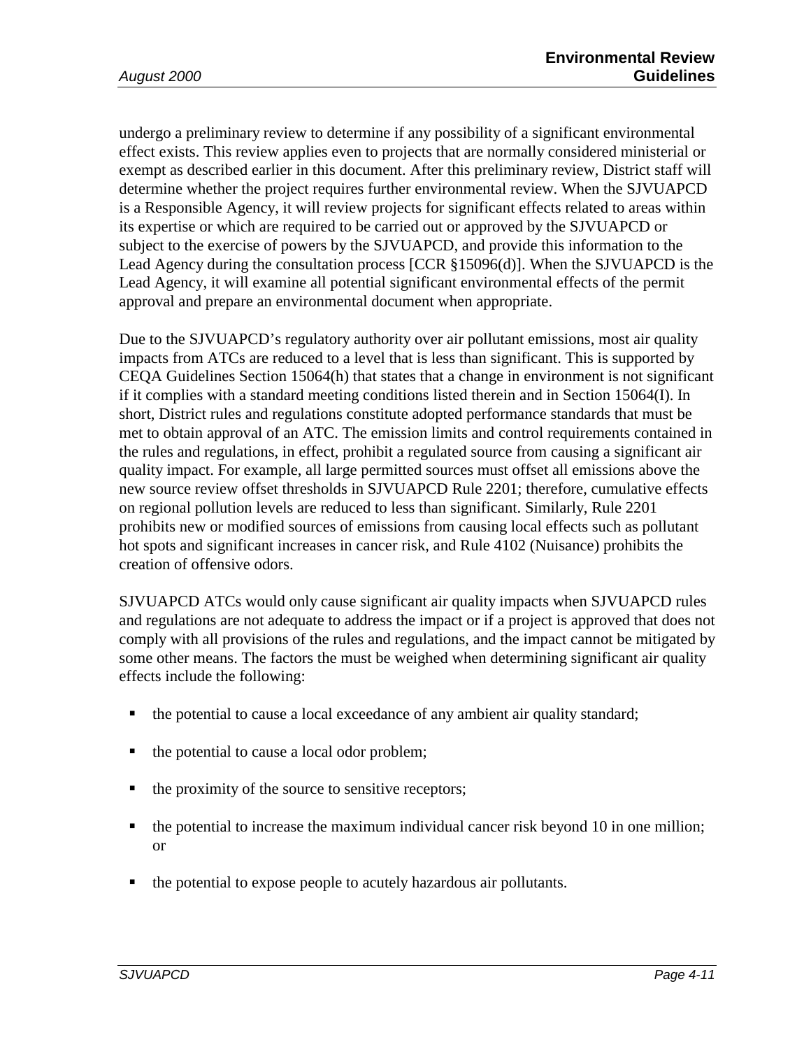undergo a preliminary review to determine if any possibility of a significant environmental effect exists. This review applies even to projects that are normally considered ministerial or exempt as described earlier in this document. After this preliminary review, District staff will determine whether the project requires further environmental review. When the SJVUAPCD is a Responsible Agency, it will review projects for significant effects related to areas within its expertise or which are required to be carried out or approved by the SJVUAPCD or subject to the exercise of powers by the SJVUAPCD, and provide this information to the Lead Agency during the consultation process [CCR §15096(d)]. When the SJVUAPCD is the Lead Agency, it will examine all potential significant environmental effects of the permit approval and prepare an environmental document when appropriate.

Due to the SJVUAPCD's regulatory authority over air pollutant emissions, most air quality impacts from ATCs are reduced to a level that is less than significant. This is supported by CEQA Guidelines Section 15064(h) that states that a change in environment is not significant if it complies with a standard meeting conditions listed therein and in Section 15064(I). In short, District rules and regulations constitute adopted performance standards that must be met to obtain approval of an ATC. The emission limits and control requirements contained in the rules and regulations, in effect, prohibit a regulated source from causing a significant air quality impact. For example, all large permitted sources must offset all emissions above the new source review offset thresholds in SJVUAPCD Rule 2201; therefore, cumulative effects on regional pollution levels are reduced to less than significant. Similarly, Rule 2201 prohibits new or modified sources of emissions from causing local effects such as pollutant hot spots and significant increases in cancer risk, and Rule 4102 (Nuisance) prohibits the creation of offensive odors.

SJVUAPCD ATCs would only cause significant air quality impacts when SJVUAPCD rules and regulations are not adequate to address the impact or if a project is approved that does not comply with all provisions of the rules and regulations, and the impact cannot be mitigated by some other means. The factors the must be weighed when determining significant air quality effects include the following:

- the potential to cause a local exceedance of any ambient air quality standard;
- the potential to cause a local odor problem;
- the proximity of the source to sensitive receptors;
- the potential to increase the maximum individual cancer risk beyond 10 in one million; or
- the potential to expose people to acutely hazardous air pollutants.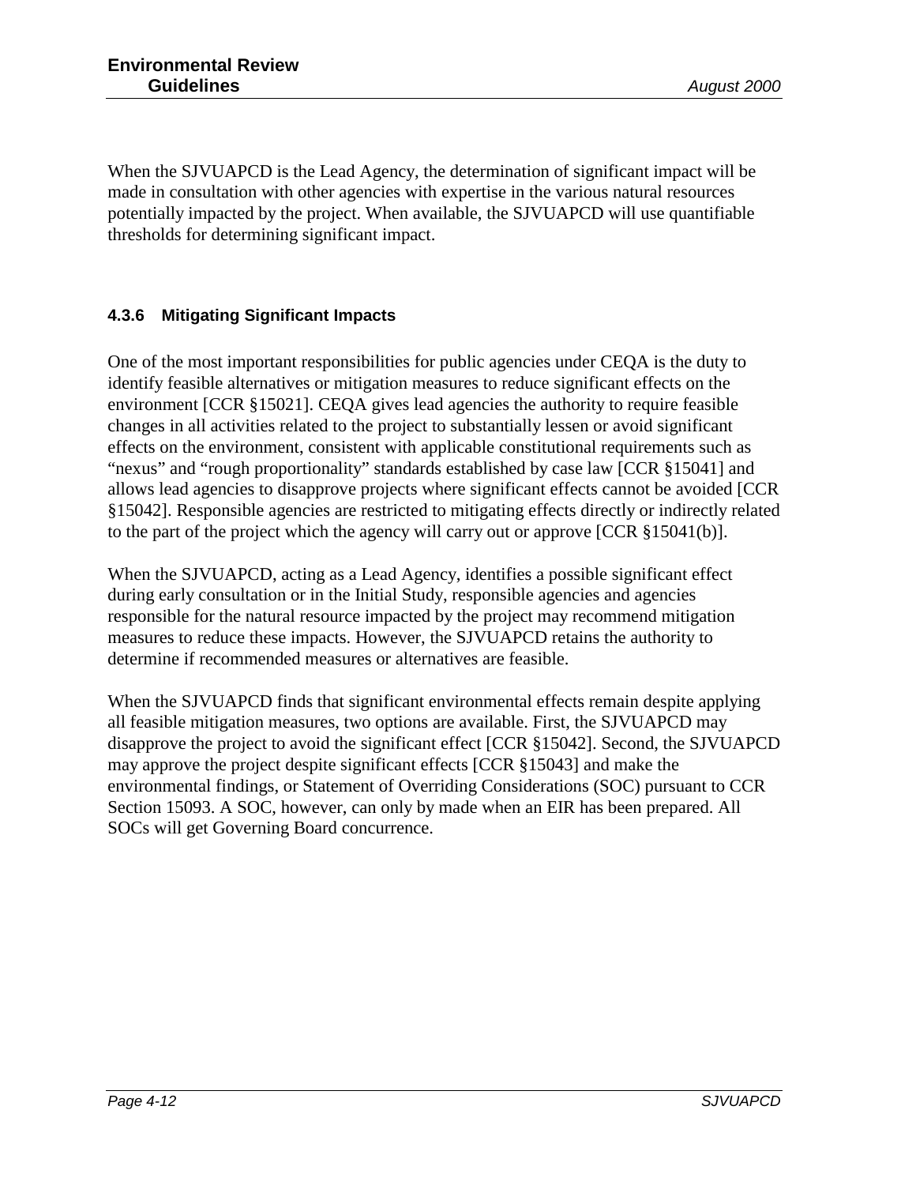When the SJVUAPCD is the Lead Agency, the determination of significant impact will be made in consultation with other agencies with expertise in the various natural resources potentially impacted by the project. When available, the SJVUAPCD will use quantifiable thresholds for determining significant impact.

### 4.3.6 Mitigating Significant Impacts

One of the most important responsibilities for public agencies under CEQA is the duty to identify feasible alternatives or mitigation measures to reduce significant effects on the environment [CCR §15021]. CEQA gives lead agencies the authority to require feasible changes in all activities related to the project to substantially lessen or avoid significant effects on the environment, consistent with applicable constitutional requirements such as "nexus" and "rough proportionality" standards established by case law [CCR §15041] and allows lead agencies to disapprove projects where significant effects cannot be avoided [CCR §15042]. Responsible agencies are restricted to mitigating effects directly or indirectly related to the part of the project which the agency will carry out or approve [CCR §15041(b)].

When the SJVUAPCD, acting as a Lead Agency, identifies a possible significant effect during early consultation or in the Initial Study, responsible agencies and agencies responsible for the natural resource impacted by the project may recommend mitigation measures to reduce these impacts. However, the SJVUAPCD retains the authority to determine if recommended measures or alternatives are feasible.

When the SJVUAPCD finds that significant environmental effects remain despite applying all feasible mitigation measures, two options are available. First, the SJVUAPCD may disapprove the project to avoid the significant effect [CCR §15042]. Second, the SJVUAPCD may approve the project despite significant effects [CCR §15043] and make the environmental findings, or Statement of Overriding Considerations (SOC) pursuant to CCR Section 15093. A SOC, however, can only by made when an EIR has been prepared. All SOCs will get Governing Board concurrence.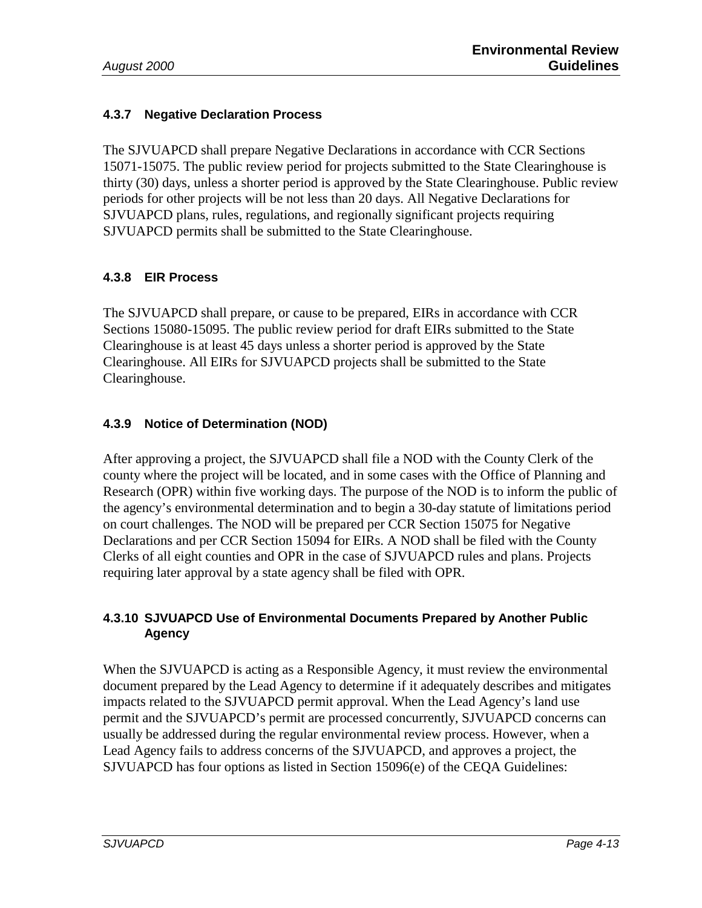#### 4.3.7 Negative Declaration Process

The SJVUAPCD shall prepare Negative Declarations in accordance with CCR Sections 15071-15075. The public review period for projects submitted to the State Clearinghouse is thirty (30) days, unless a shorter period is approved by the State Clearinghouse. Public review periods for other projects will be not less than 20 days. All Negative Declarations for SJVUAPCD plans, rules, regulations, and regionally significant projects requiring SJVUAPCD permits shall be submitted to the State Clearinghouse.

#### 4.3.8 EIR Process

The SJVUAPCD shall prepare, or cause to be prepared, EIRs in accordance with CCR Sections 15080-15095. The public review period for draft EIRs submitted to the State Clearinghouse is at least 45 days unless a shorter period is approved by the State Clearinghouse. All EIRs for SJVUAPCD projects shall be submitted to the State Clearinghouse.

#### 4.3.9 Notice of Determination (NOD)

After approving a project, the SJVUAPCD shall file a NOD with the County Clerk of the county where the project will be located, and in some cases with the Office of Planning and Research (OPR) within five working days. The purpose of the NOD is to inform the public of the agency's environmental determination and to begin a 30-day statute of limitations period on court challenges. The NOD will be prepared per CCR Section 15075 for Negative Declarations and per CCR Section 15094 for EIRs. A NOD shall be filed with the County Clerks of all eight counties and OPR in the case of SJVUAPCD rules and plans. Projects requiring later approval by a state agency shall be filed with OPR.

#### 4.3.10 SJVUAPCD Use of Environmental Documents Prepared by Another Public Agency

When the SJVUAPCD is acting as a Responsible Agency, it must review the environmental document prepared by the Lead Agency to determine if it adequately describes and mitigates impacts related to the SJVUAPCD permit approval. When the Lead Agency's land use permit and the SJVUAPCD's permit are processed concurrently, SJVUAPCD concerns can usually be addressed during the regular environmental review process. However, when a Lead Agency fails to address concerns of the SJVUAPCD, and approves a project, the SJVUAPCD has four options as listed in Section 15096(e) of the CEQA Guidelines: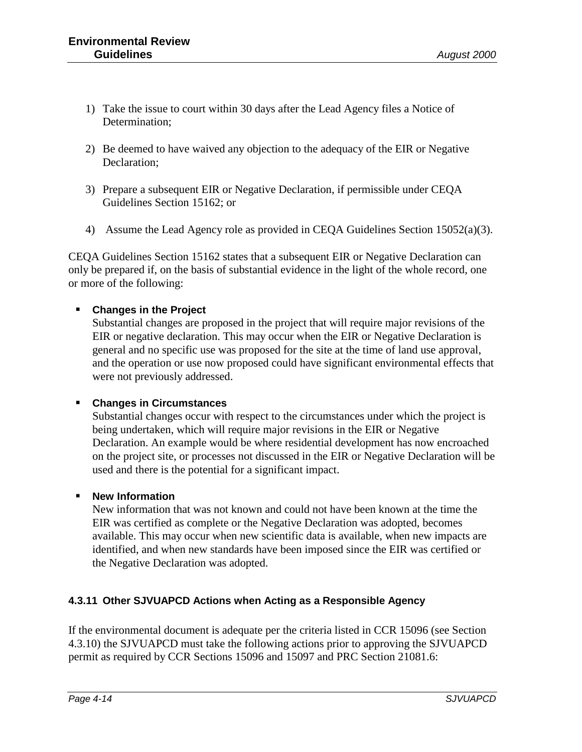1) Take the issue to court within 30 days after the Lead Agency files a Notice of Determination;

2) Be deemed to have waived any objection to the adequacy of the EIR or Negative Declaration;

3) Prepare a subsequent EIR or Negative Declaration, if permissible under CEQA Guidelines Section 15162; or

4) Assume the Lead Agency role as provided in CEQA Guidelines Section 15052(a)(3).

CEQA Guidelines Section 15162 states that a subsequent EIR or Negative Declaration can only be prepared if, on the basis of substantial evidence in the light of the whole record, one or more of the following:

- **Changes in the Project**
  Substantial changes are proposed in the project that will require major revisions of the EIR or negative declaration. This may occur when the EIR or Negative Declaration is general and no specific use was proposed for the site at the time of land use approval, and the operation or use now proposed could have significant environmental effects that were not previously addressed.

- **Changes in Circumstances**
  Substantial changes occur with respect to the circumstances under which the project is being undertaken, which will require major revisions in the EIR or Negative Declaration. An example would be where residential development has now encroached on the project site, or processes not discussed in the EIR or Negative Declaration will be used and there is the potential for a significant impact.

- **New Information**
  New information that was not known and could not have been known at the time the EIR was certified as complete or the Negative Declaration was adopted, becomes available. This may occur when new scientific data is available, when new impacts are identified, and when new standards have been imposed since the EIR was certified or the Negative Declaration was adopted.

### 4.3.11 Other SJVUAPCD Actions when Acting as a Responsible Agency

If the environmental document is adequate per the criteria listed in CCR 15096 (see Section 4.3.10) the SJVUAPCD must take the following actions prior to approving the SJVUAPCD permit as required by CCR Sections 15096 and 15097 and PRC Section 21081.6: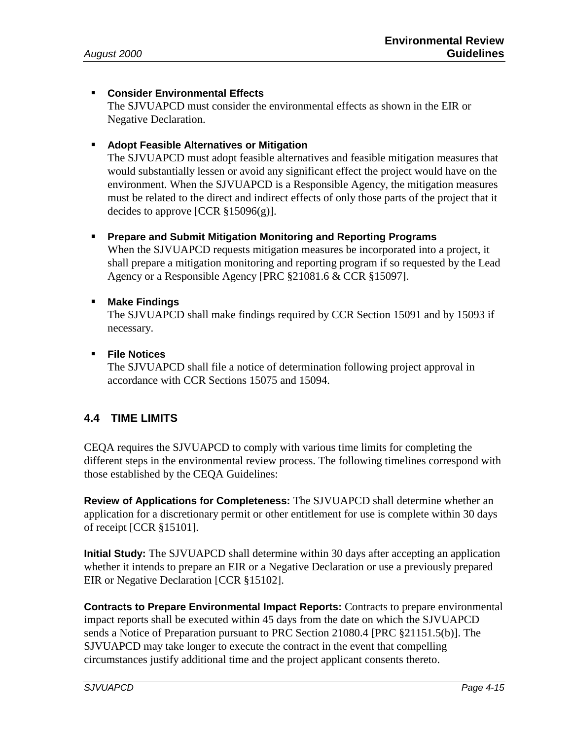- **Consider Environmental Effects**
  The SJVUAPCD must consider the environmental effects as shown in the EIR or Negative Declaration.

- **Adopt Feasible Alternatives or Mitigation**
  The SJVUAPCD must adopt feasible alternatives and feasible mitigation measures that would substantially lessen or avoid any significant effect the project would have on the environment. When the SJVUAPCD is a Responsible Agency, the mitigation measures must be related to the direct and indirect effects of only those parts of the project that it decides to approve [CCR §15096(g)].

- **Prepare and Submit Mitigation Monitoring and Reporting Programs**
  When the SJVUAPCD requests mitigation measures be incorporated into a project, it shall prepare a mitigation monitoring and reporting program if so requested by the Lead Agency or a Responsible Agency [PRC §21081.6 & CCR §15097].

- **Make Findings**
  The SJVUAPCD shall make findings required by CCR Section 15091 and by 15093 if necessary.

- **File Notices**
  The SJVUAPCD shall file a notice of determination following project approval in accordance with CCR Sections 15075 and 15094.

## 4.4 TIME LIMITS

CEQA requires the SJVUAPCD to comply with various time limits for completing the different steps in the environmental review process. The following timelines correspond with those established by the CEQA Guidelines:

**Review of Applications for Completeness:** The SJVUAPCD shall determine whether an application for a discretionary permit or other entitlement for use is complete within 30 days of receipt [CCR §15101].

**Initial Study:** The SJVUAPCD shall determine within 30 days after accepting an application whether it intends to prepare an EIR or a Negative Declaration or use a previously prepared EIR or Negative Declaration [CCR §15102].

**Contracts to Prepare Environmental Impact Reports:** Contracts to prepare environmental impact reports shall be executed within 45 days from the date on which the SJVUAPCD sends a Notice of Preparation pursuant to PRC Section 21080.4 [PRC §21151.5(b)]. The SJVUAPCD may take longer to execute the contract in the event that compelling circumstances justify additional time and the project applicant consents thereto.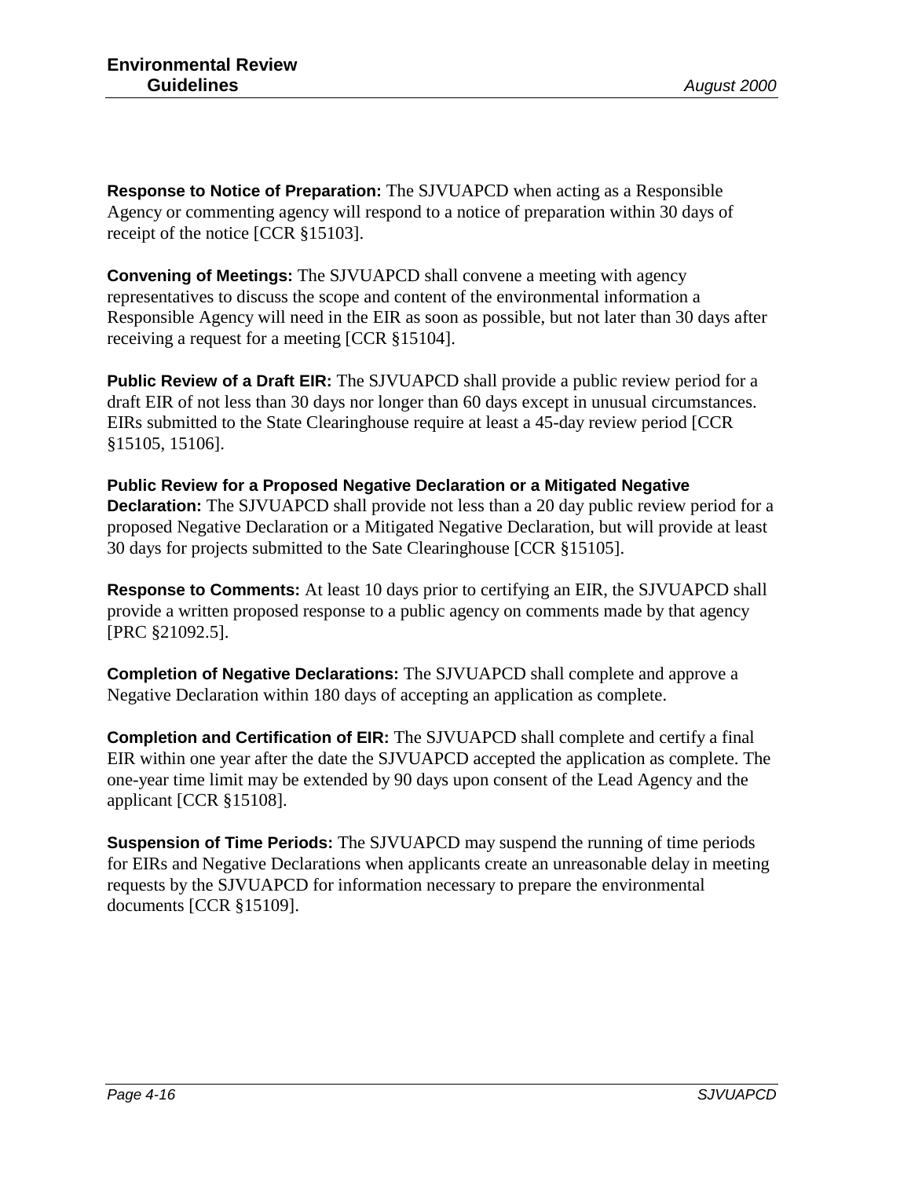**Response to Notice of Preparation:** The SJVUAPCD when acting as a Responsible Agency or commenting agency will respond to a notice of preparation within 30 days of receipt of the notice [CCR §15103].

**Convening of Meetings:** The SJVUAPCD shall convene a meeting with agency representatives to discuss the scope and content of the environmental information a Responsible Agency will need in the EIR as soon as possible, but not later than 30 days after receiving a request for a meeting [CCR §15104].

**Public Review of a Draft EIR:** The SJVUAPCD shall provide a public review period for a draft EIR of not less than 30 days nor longer than 60 days except in unusual circumstances. EIRs submitted to the State Clearinghouse require at least a 45-day review period [CCR §15105, 15106].

**Public Review for a Proposed Negative Declaration or a Mitigated Negative Declaration:** The SJVUAPCD shall provide not less than a 20 day public review period for a proposed Negative Declaration or a Mitigated Negative Declaration, but will provide at least 30 days for projects submitted to the Sate Clearinghouse [CCR §15105].

**Response to Comments:** At least 10 days prior to certifying an EIR, the SJVUAPCD shall provide a written proposed response to a public agency on comments made by that agency [PRC §21092.5].

**Completion of Negative Declarations:** The SJVUAPCD shall complete and approve a Negative Declaration within 180 days of accepting an application as complete.

**Completion and Certification of EIR:** The SJVUAPCD shall complete and certify a final EIR within one year after the date the SJVUAPCD accepted the application as complete. The one-year time limit may be extended by 90 days upon consent of the Lead Agency and the applicant [CCR §15108].

**Suspension of Time Periods:** The SJVUAPCD may suspend the running of time periods for EIRs and Negative Declarations when applicants create an unreasonable delay in meeting requests by the SJVUAPCD for information necessary to prepare the environmental documents [CCR §15109].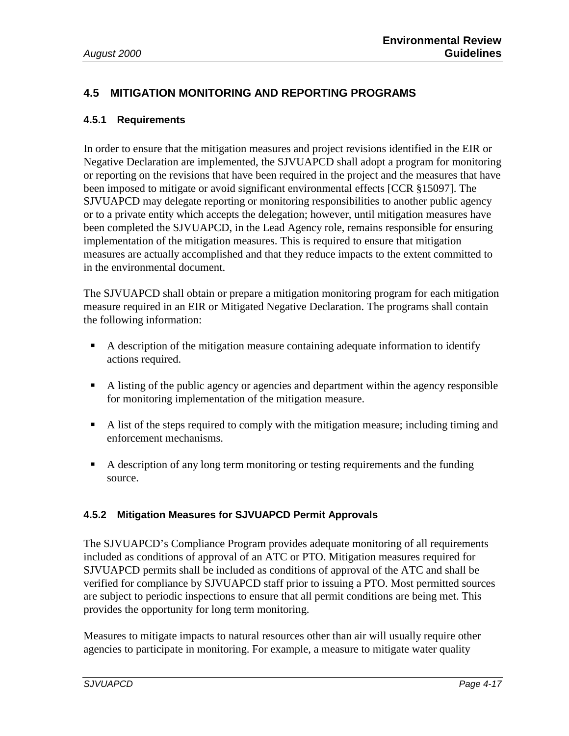## 4.5 MITIGATION MONITORING AND REPORTING PROGRAMS

### 4.5.1 Requirements

In order to ensure that the mitigation measures and project revisions identified in the EIR or Negative Declaration are implemented, the SJVUAPCD shall adopt a program for monitoring or reporting on the revisions that have been required in the project and the measures that have been imposed to mitigate or avoid significant environmental effects [CCR §15097]. The SJVUAPCD may delegate reporting or monitoring responsibilities to another public agency or to a private entity which accepts the delegation; however, until mitigation measures have been completed the SJVUAPCD, in the Lead Agency role, remains responsible for ensuring implementation of the mitigation measures. This is required to ensure that mitigation measures are actually accomplished and that they reduce impacts to the extent committed to in the environmental document.

The SJVUAPCD shall obtain or prepare a mitigation monitoring program for each mitigation measure required in an EIR or Mitigated Negative Declaration. The programs shall contain the following information:

- A description of the mitigation measure containing adequate information to identify actions required.
- A listing of the public agency or agencies and department within the agency responsible for monitoring implementation of the mitigation measure.
- A list of the steps required to comply with the mitigation measure; including timing and enforcement mechanisms.
- A description of any long term monitoring or testing requirements and the funding source.

### 4.5.2 Mitigation Measures for SJVUAPCD Permit Approvals

The SJVUAPCD's Compliance Program provides adequate monitoring of all requirements included as conditions of approval of an ATC or PTO. Mitigation measures required for SJVUAPCD permits shall be included as conditions of approval of the ATC and shall be verified for compliance by SJVUAPCD staff prior to issuing a PTO. Most permitted sources are subject to periodic inspections to ensure that all permit conditions are being met. This provides the opportunity for long term monitoring.

Measures to mitigate impacts to natural resources other than air will usually require other agencies to participate in monitoring. For example, a measure to mitigate water quality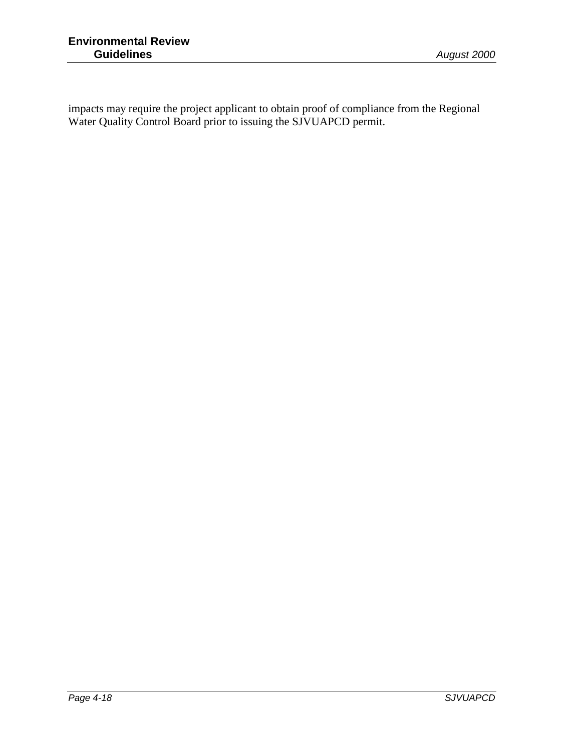impacts may require the project applicant to obtain proof of compliance from the Regional Water Quality Control Board prior to issuing the SJVUAPCD permit.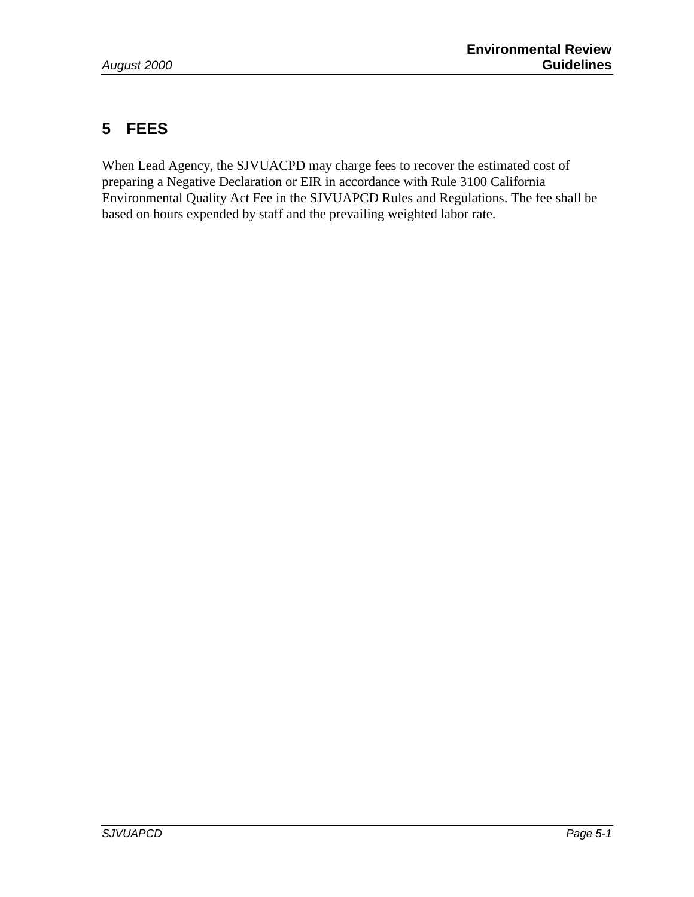# 5 FEES

When Lead Agency, the SJVUACPD may charge fees to recover the estimated cost of preparing a Negative Declaration or EIR in accordance with Rule 3100 California Environmental Quality Act Fee in the SJVUAPCD Rules and Regulations. The fee shall be based on hours expended by staff and the prevailing weighted labor rate.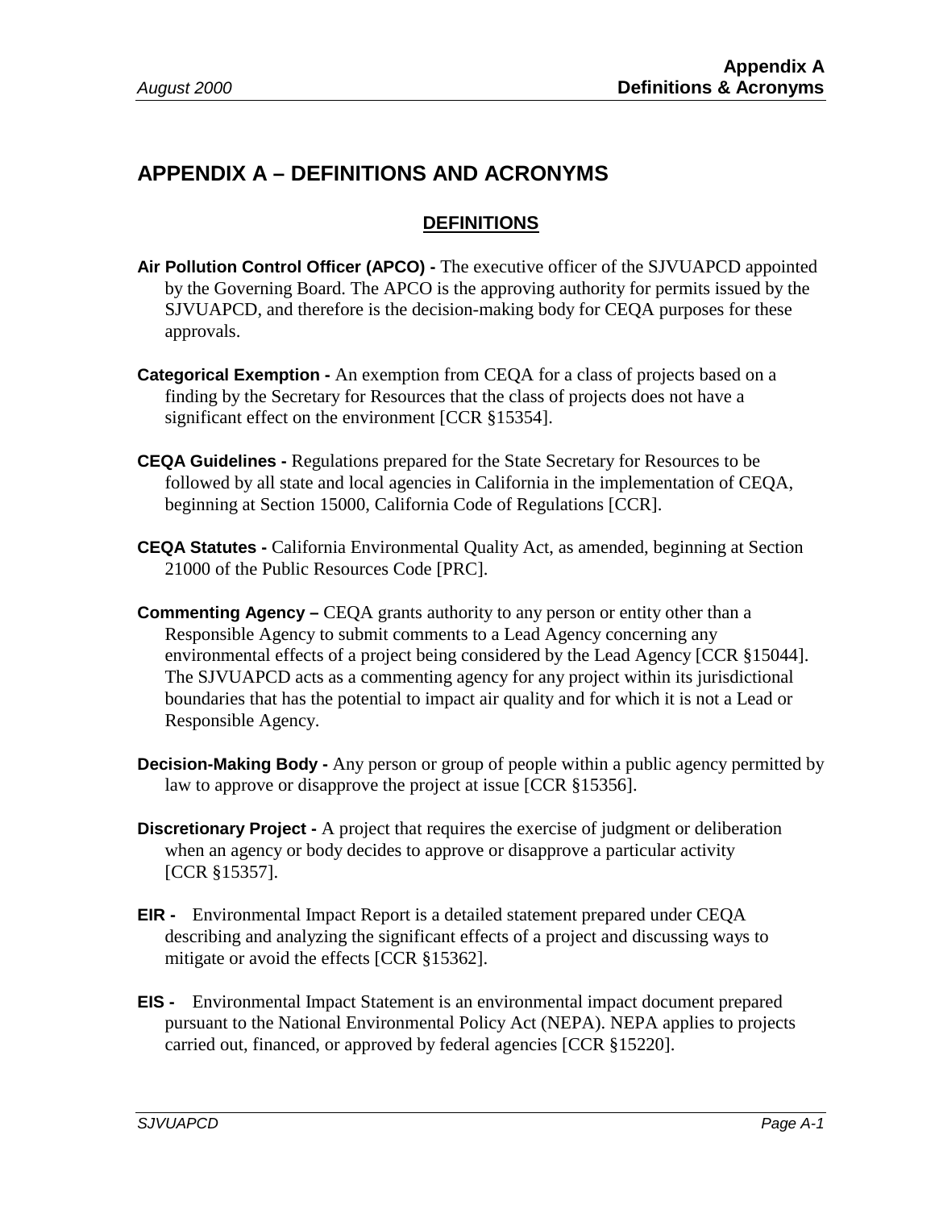# APPENDIX A – DEFINITIONS AND ACRONYMS

## DEFINITIONS

**Air Pollution Control Officer (APCO) -** The executive officer of the SJVUAPCD appointed by the Governing Board. The APCO is the approving authority for permits issued by the SJVUAPCD, and therefore is the decision-making body for CEQA purposes for these approvals.

**Categorical Exemption -** An exemption from CEQA for a class of projects based on a finding by the Secretary for Resources that the class of projects does not have a significant effect on the environment [CCR §15354].

**CEQA Guidelines -** Regulations prepared for the State Secretary for Resources to be followed by all state and local agencies in California in the implementation of CEQA, beginning at Section 15000, California Code of Regulations [CCR].

**CEQA Statutes -** California Environmental Quality Act, as amended, beginning at Section 21000 of the Public Resources Code [PRC].

**Commenting Agency –** CEQA grants authority to any person or entity other than a Responsible Agency to submit comments to a Lead Agency concerning any environmental effects of a project being considered by the Lead Agency [CCR §15044]. The SJVUAPCD acts as a commenting agency for any project within its jurisdictional boundaries that has the potential to impact air quality and for which it is not a Lead or Responsible Agency.

**Decision-Making Body -** Any person or group of people within a public agency permitted by law to approve or disapprove the project at issue [CCR §15356].

**Discretionary Project -** A project that requires the exercise of judgment or deliberation when an agency or body decides to approve or disapprove a particular activity [CCR §15357].

**EIR -** Environmental Impact Report is a detailed statement prepared under CEQA describing and analyzing the significant effects of a project and discussing ways to mitigate or avoid the effects [CCR §15362].

**EIS -** Environmental Impact Statement is an environmental impact document prepared pursuant to the National Environmental Policy Act (NEPA). NEPA applies to projects carried out, financed, or approved by federal agencies [CCR §15220].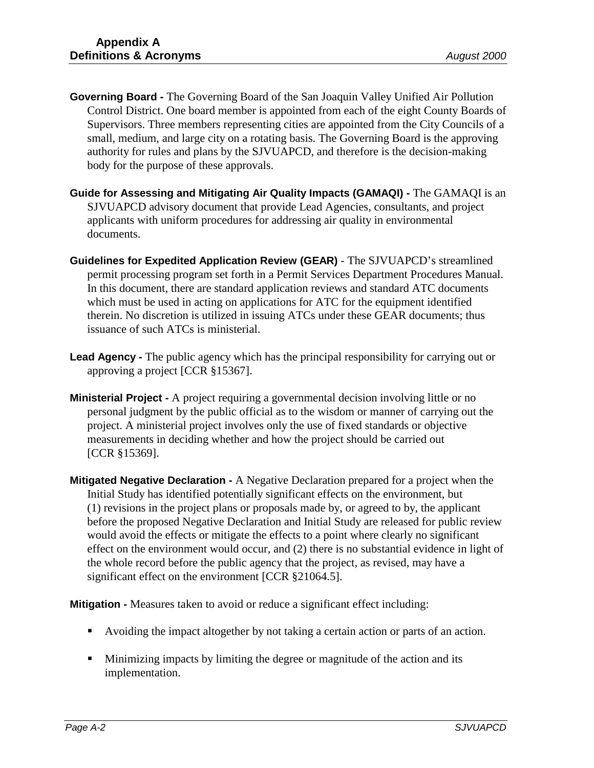**Governing Board -** The Governing Board of the San Joaquin Valley Unified Air Pollution Control District. One board member is appointed from each of the eight County Boards of Supervisors. Three members representing cities are appointed from the City Councils of a small, medium, and large city on a rotating basis. The Governing Board is the approving authority for rules and plans by the SJVUAPCD, and therefore is the decision-making body for the purpose of these approvals.

**Guide for Assessing and Mitigating Air Quality Impacts (GAMAQI) -** The GAMAQI is an SJVUAPCD advisory document that provide Lead Agencies, consultants, and project applicants with uniform procedures for addressing air quality in environmental documents.

**Guidelines for Expedited Application Review (GEAR)** - The SJVUAPCD's streamlined permit processing program set forth in a Permit Services Department Procedures Manual. In this document, there are standard application reviews and standard ATC documents which must be used in acting on applications for ATC for the equipment identified therein. No discretion is utilized in issuing ATCs under these GEAR documents; thus issuance of such ATCs is ministerial.

**Lead Agency -** The public agency which has the principal responsibility for carrying out or approving a project [CCR §15367].

**Ministerial Project -** A project requiring a governmental decision involving little or no personal judgment by the public official as to the wisdom or manner of carrying out the project. A ministerial project involves only the use of fixed standards or objective measurements in deciding whether and how the project should be carried out [CCR §15369].

**Mitigated Negative Declaration -** A Negative Declaration prepared for a project when the Initial Study has identified potentially significant effects on the environment, but (1) revisions in the project plans or proposals made by, or agreed to by, the applicant before the proposed Negative Declaration and Initial Study are released for public review would avoid the effects or mitigate the effects to a point where clearly no significant effect on the environment would occur, and (2) there is no substantial evidence in light of the whole record before the public agency that the project, as revised, may have a significant effect on the environment [CCR §21064.5].

**Mitigation -** Measures taken to avoid or reduce a significant effect including:

- Avoiding the impact altogether by not taking a certain action or parts of an action.
- Minimizing impacts by limiting the degree or magnitude of the action and its implementation.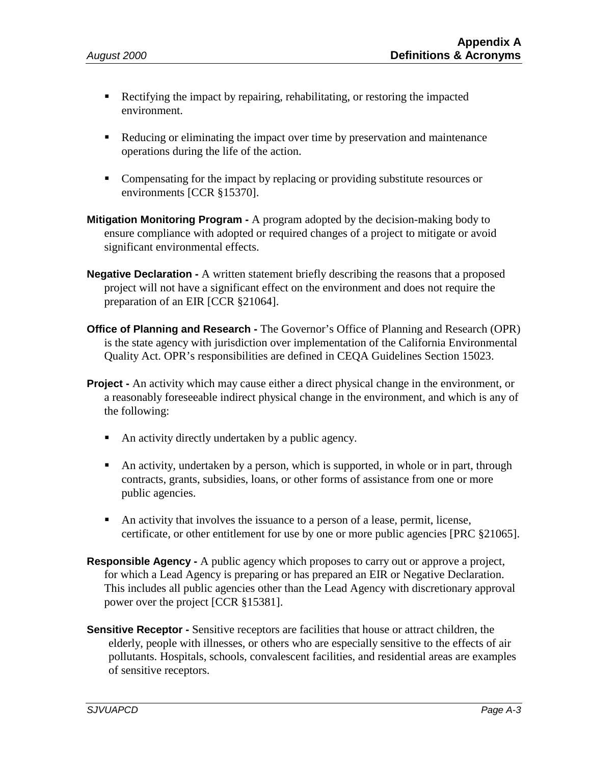- Rectifying the impact by repairing, rehabilitating, or restoring the impacted environment.
- Reducing or eliminating the impact over time by preservation and maintenance operations during the life of the action.
- Compensating for the impact by replacing or providing substitute resources or environments [CCR §15370].

**Mitigation Monitoring Program -** A program adopted by the decision-making body to ensure compliance with adopted or required changes of a project to mitigate or avoid significant environmental effects.

**Negative Declaration -** A written statement briefly describing the reasons that a proposed project will not have a significant effect on the environment and does not require the preparation of an EIR [CCR §21064].

**Office of Planning and Research -** The Governor's Office of Planning and Research (OPR) is the state agency with jurisdiction over implementation of the California Environmental Quality Act. OPR's responsibilities are defined in CEQA Guidelines Section 15023.

**Project -** An activity which may cause either a direct physical change in the environment, or a reasonably foreseeable indirect physical change in the environment, and which is any of the following:

- An activity directly undertaken by a public agency.
- An activity, undertaken by a person, which is supported, in whole or in part, through contracts, grants, subsidies, loans, or other forms of assistance from one or more public agencies.
- An activity that involves the issuance to a person of a lease, permit, license, certificate, or other entitlement for use by one or more public agencies [PRC §21065].

**Responsible Agency -** A public agency which proposes to carry out or approve a project, for which a Lead Agency is preparing or has prepared an EIR or Negative Declaration. This includes all public agencies other than the Lead Agency with discretionary approval power over the project [CCR §15381].

**Sensitive Receptor -** Sensitive receptors are facilities that house or attract children, the elderly, people with illnesses, or others who are especially sensitive to the effects of air pollutants. Hospitals, schools, convalescent facilities, and residential areas are examples of sensitive receptors.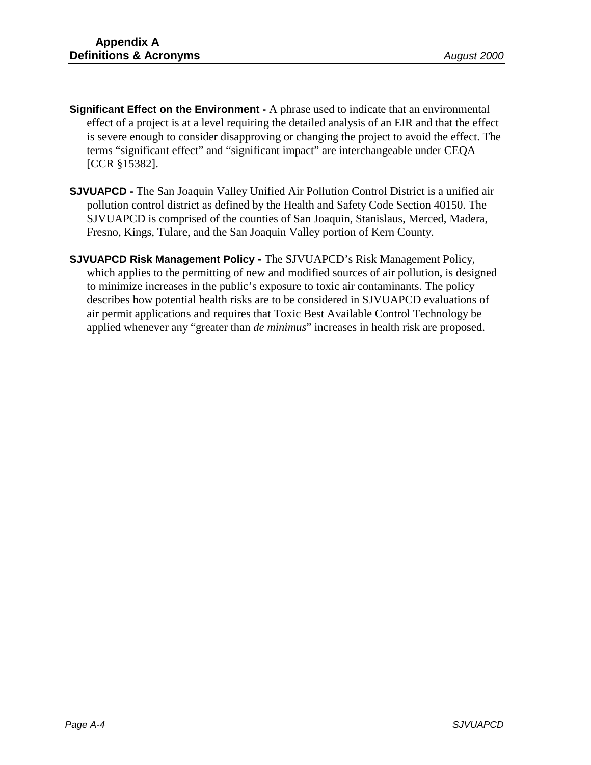**Significant Effect on the Environment -** A phrase used to indicate that an environmental effect of a project is at a level requiring the detailed analysis of an EIR and that the effect is severe enough to consider disapproving or changing the project to avoid the effect. The terms "significant effect" and "significant impact" are interchangeable under CEQA [CCR §15382].

**SJVUAPCD -** The San Joaquin Valley Unified Air Pollution Control District is a unified air pollution control district as defined by the Health and Safety Code Section 40150. The SJVUAPCD is comprised of the counties of San Joaquin, Stanislaus, Merced, Madera, Fresno, Kings, Tulare, and the San Joaquin Valley portion of Kern County.

**SJVUAPCD Risk Management Policy -** The SJVUAPCD's Risk Management Policy, which applies to the permitting of new and modified sources of air pollution, is designed to minimize increases in the public's exposure to toxic air contaminants. The policy describes how potential health risks are to be considered in SJVUAPCD evaluations of air permit applications and requires that Toxic Best Available Control Technology be applied whenever any "greater than *de minimus*" increases in health risk are proposed.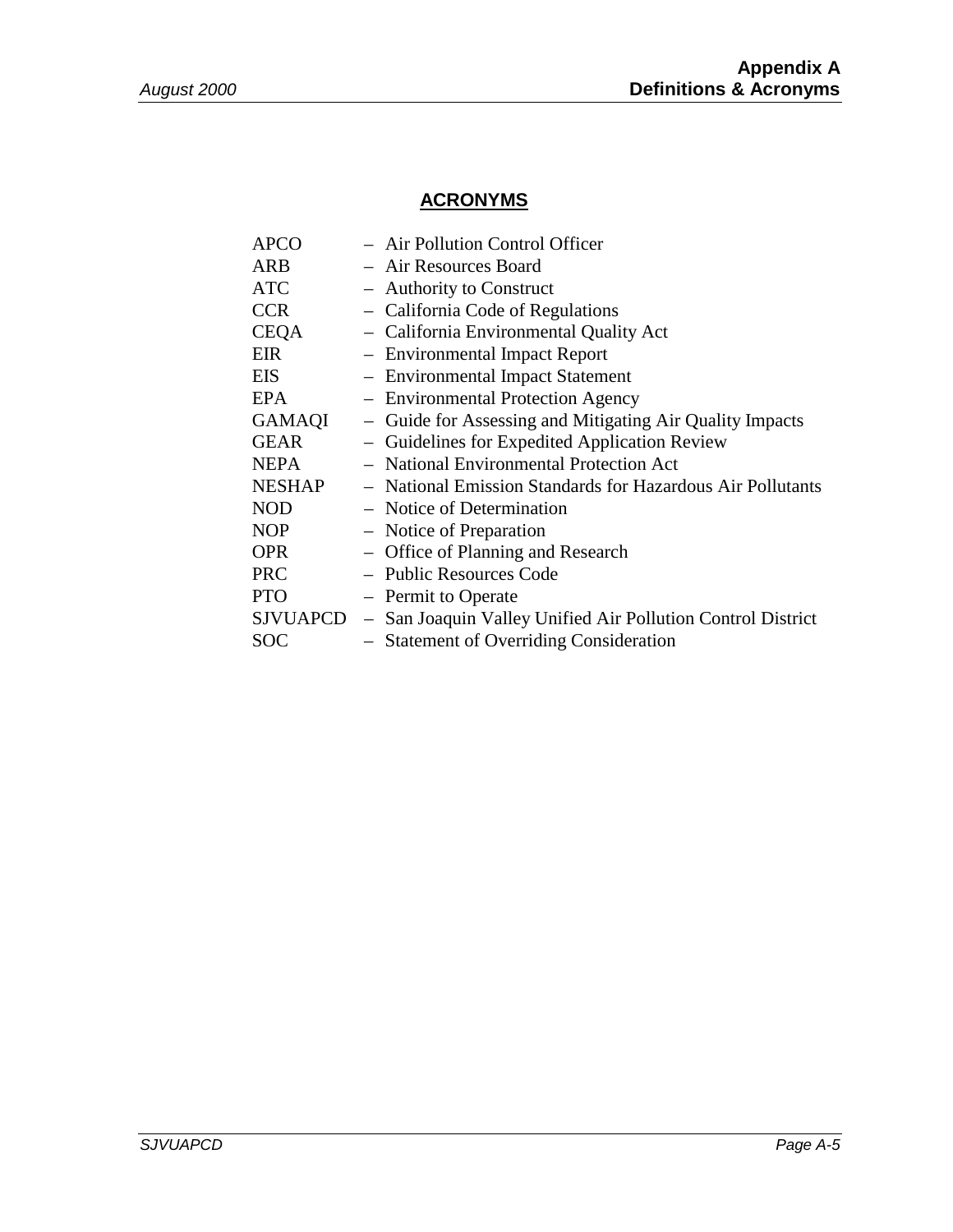## ACRONYMS

APCO – Air Pollution Control Officer
ARB – Air Resources Board
ATC – Authority to Construct
CCR – California Code of Regulations
CEQA – California Environmental Quality Act
EIR – Environmental Impact Report
EIS – Environmental Impact Statement
EPA – Environmental Protection Agency
GAMAQI – Guide for Assessing and Mitigating Air Quality Impacts
GEAR – Guidelines for Expedited Application Review
NEPA – National Environmental Protection Act
NESHAP – National Emission Standards for Hazardous Air Pollutants
NOD – Notice of Determination
NOP – Notice of Preparation
OPR – Office of Planning and Research
PRC – Public Resources Code
PTO – Permit to Operate
SJVUAPCD – San Joaquin Valley Unified Air Pollution Control District
SOC – Statement of Overriding Consideration